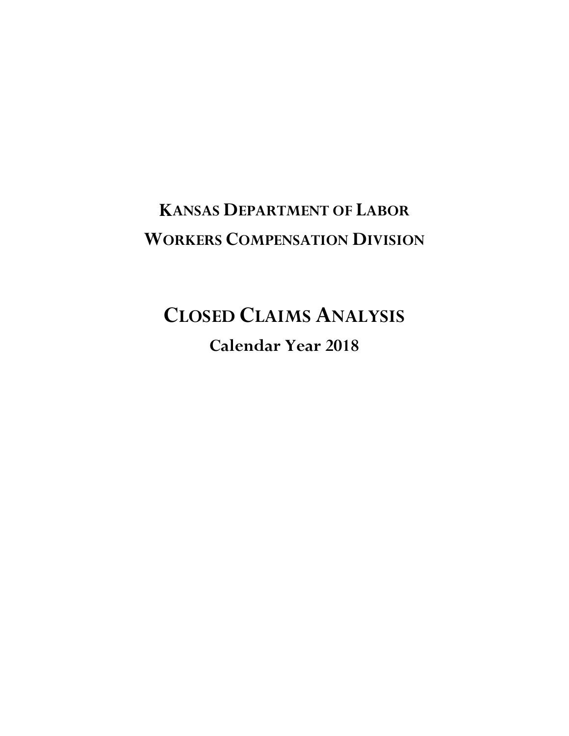# KANSAS DEPARTMENT OF LABOR

# WORKERS COMPENSATION DIVISION

# CLOSED CLAIMS ANALYSIS

## Calendar Year 2018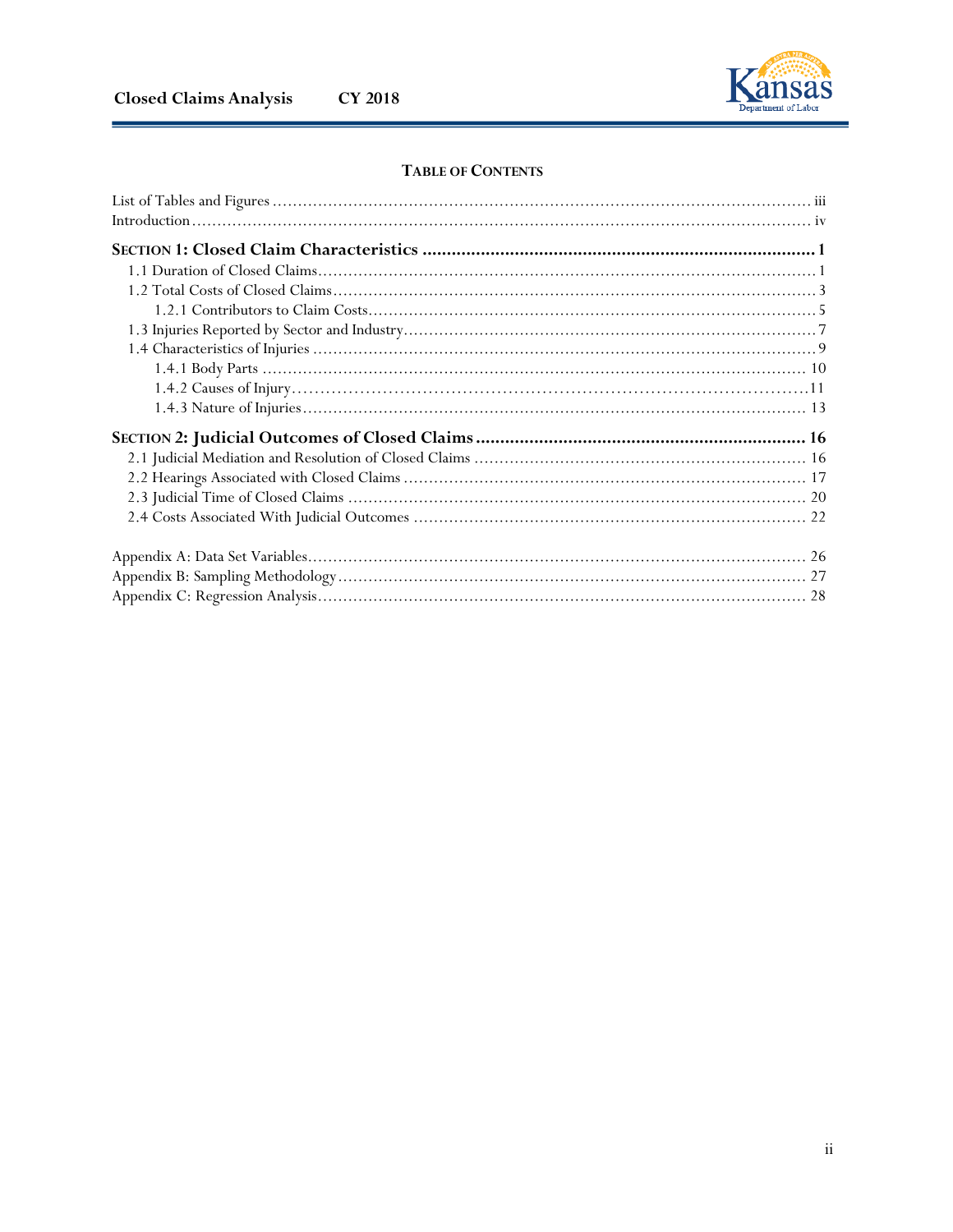## TABLE OF CONTENTS

List of Tables and Figures ........................................................................................................ iii
Introduction ........................................................................................................................... iv

**SECTION 1: Closed Claim Characteristics** ........................................................................ **1**

- 1.1 Duration of Closed Claims ............................................................................................ 1
- 1.2 Total Costs of Closed Claims ........................................................................................ 3
  - 1.2.1 Contributors to Claim Costs ................................................................................. 5
- 1.3 Injuries Reported by Sector and Industry ...................................................................... 7
- 1.4 Characteristics of Injuries .............................................................................................. 9
  - 1.4.1 Body Parts ........................................................................................................... 10
  - 1.4.2 Causes of Injury .................................................................................................. 11
  - 1.4.3 Nature of Injuries ................................................................................................. 13

**SECTION 2: Judicial Outcomes of Closed Claims** ............................................................. **16**

- 2.1 Judicial Mediation and Resolution of Closed Claims ................................................... 16
- 2.2 Hearings Associated with Closed Claims ..................................................................... 17
- 2.3 Judicial Time of Closed Claims .................................................................................... 20
- 2.4 Costs Associated With Judicial Outcomes ................................................................... 22

Appendix A: Data Set Variables ............................................................................................ 26
Appendix B: Sampling Methodology .................................................................................... 27
Appendix C: Regression Analysis .......................................................................................... 28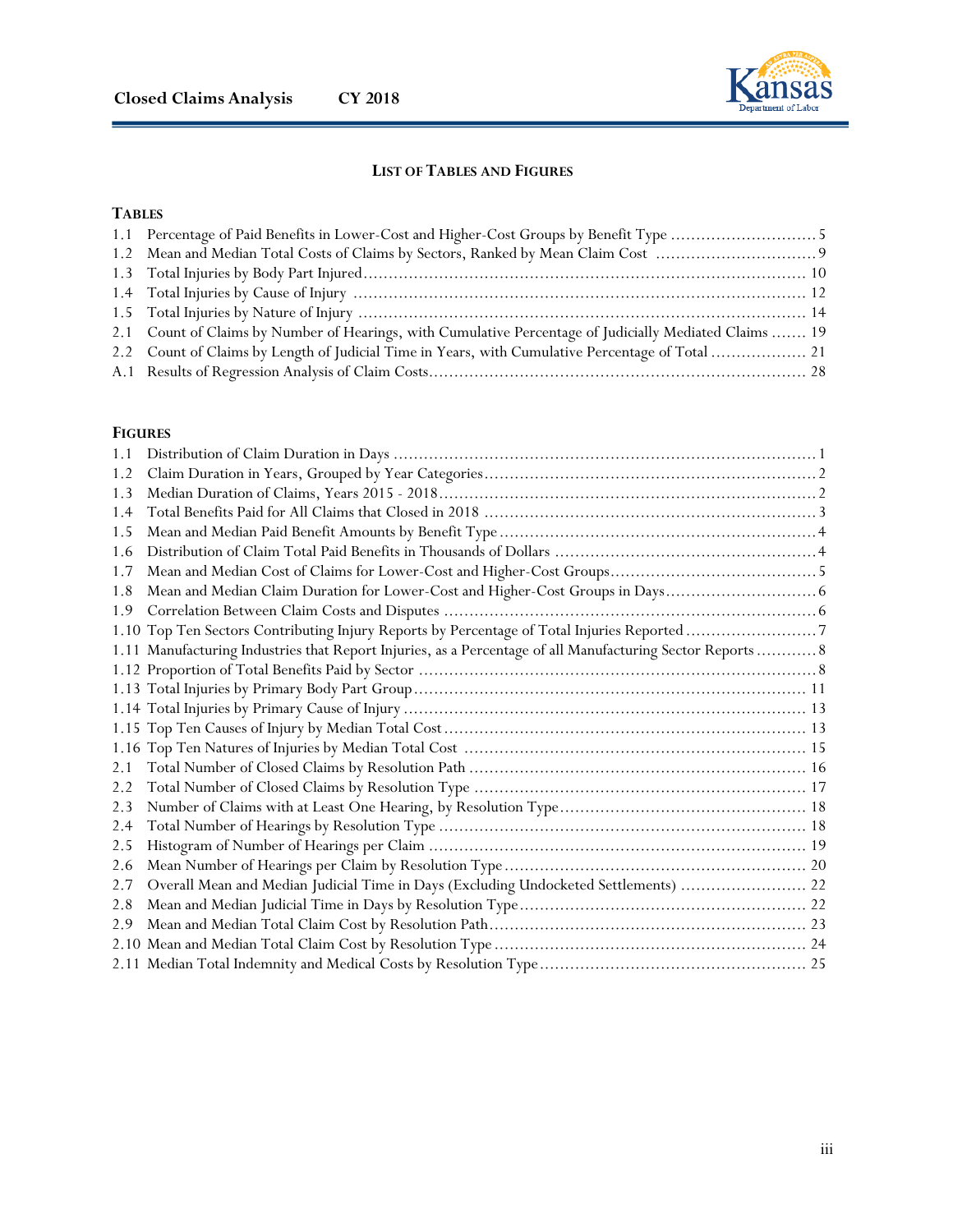## LIST OF TABLES AND FIGURES

### TABLES

1.1 Percentage of Paid Benefits in Lower-Cost and Higher-Cost Groups by Benefit Type ............................ 5
1.2 Mean and Median Total Costs of Claims by Sectors, Ranked by Mean Claim Cost ................................ 9
1.3 Total Injuries by Body Part Injured ........................................................................................ 10
1.4 Total Injuries by Cause of Injury .......................................................................................... 12
1.5 Total Injuries by Nature of Injury .......................................................................................... 14
2.1 Count of Claims by Number of Hearings, with Cumulative Percentage of Judicially Mediated Claims ....... 19
2.2 Count of Claims by Length of Judicial Time in Years, with Cumulative Percentage of Total .................. 21
A.1 Results of Regression Analysis of Claim Costs .......................................................................... 28

### FIGURES

1.1 Distribution of Claim Duration in Days .................................................................................... 1
1.2 Claim Duration in Years, Grouped by Year Categories .................................................................. 2
1.3 Median Duration of Claims, Years 2015 - 2018 ........................................................................... 2
1.4 Total Benefits Paid for All Claims that Closed in 2018 .................................................................. 3
1.5 Mean and Median Paid Benefit Amounts by Benefit Type ............................................................... 4
1.6 Distribution of Claim Total Paid Benefits in Thousands of Dollars .................................................... 4
1.7 Mean and Median Cost of Claims for Lower-Cost and Higher-Cost Groups ......................................... 5
1.8 Mean and Median Claim Duration for Lower-Cost and Higher-Cost Groups in Days ............................... 6
1.9 Correlation Between Claim Costs and Disputes .......................................................................... 6
1.10 Top Ten Sectors Contributing Injury Reports by Percentage of Total Injuries Reported .......................... 7
1.11 Manufacturing Industries that Report Injuries, as a Percentage of all Manufacturing Sector Reports ............ 8
1.12 Proportion of Total Benefits Paid by Sector .............................................................................. 8
1.13 Total Injuries by Primary Body Part Group ............................................................................. 11
1.14 Total Injuries by Primary Cause of Injury ............................................................................... 13
1.15 Top Ten Causes of Injury by Median Total Cost ........................................................................ 13
1.16 Top Ten Natures of Injuries by Median Total Cost ..................................................................... 15
2.1 Total Number of Closed Claims by Resolution Path .................................................................... 16
2.2 Total Number of Closed Claims by Resolution Type .................................................................... 17
2.3 Number of Claims with at Least One Hearing, by Resolution Type ................................................... 18
2.4 Total Number of Hearings by Resolution Type ........................................................................... 18
2.5 Histogram of Number of Hearings per Claim ............................................................................ 19
2.6 Mean Number of Hearings per Claim by Resolution Type ............................................................. 20
2.7 Overall Mean and Median Judicial Time in Days (Excluding Undocketed Settlements) ......................... 22
2.8 Mean and Median Judicial Time in Days by Resolution Type ......................................................... 22
2.9 Mean and Median Total Claim Cost by Resolution Path ................................................................ 23
2.10 Mean and Median Total Claim Cost by Resolution Type .............................................................. 24
2.11 Median Total Indemnity and Medical Costs by Resolution Type ..................................................... 25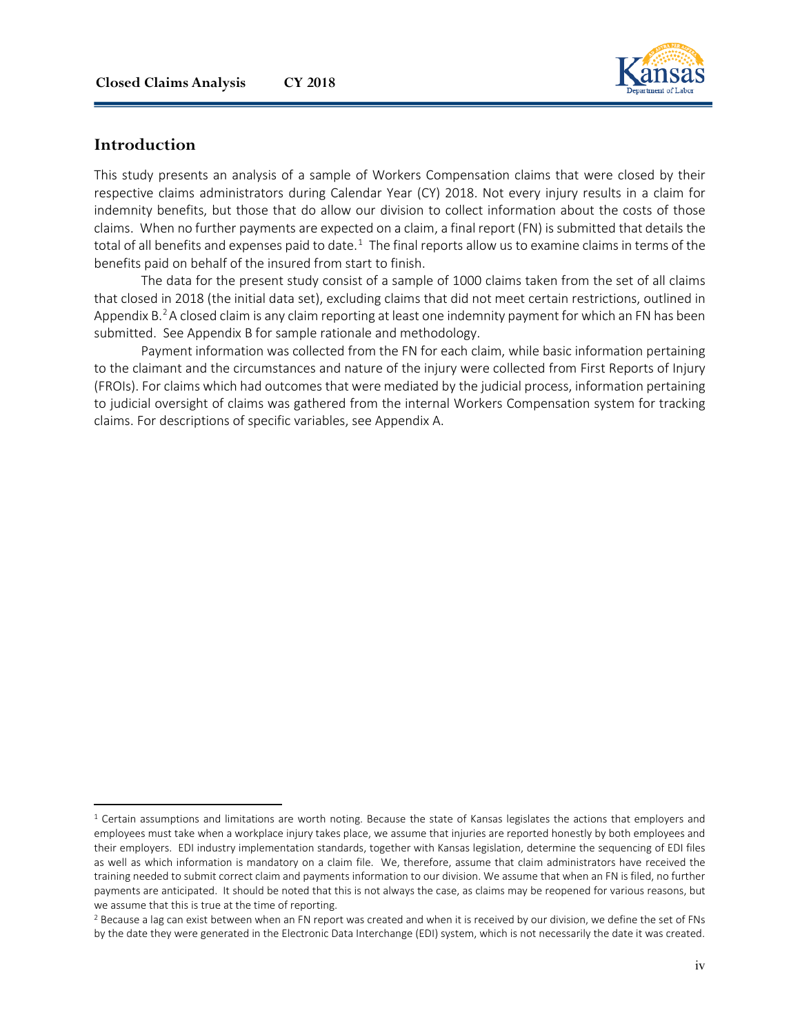## Introduction

This study presents an analysis of a sample of Workers Compensation claims that were closed by their respective claims administrators during Calendar Year (CY) 2018. Not every injury results in a claim for indemnity benefits, but those that do allow our division to collect information about the costs of those claims. When no further payments are expected on a claim, a final report (FN) is submitted that details the total of all benefits and expenses paid to date.[1] The final reports allow us to examine claims in terms of the benefits paid on behalf of the insured from start to finish.

The data for the present study consist of a sample of 1000 claims taken from the set of all claims that closed in 2018 (the initial data set), excluding claims that did not meet certain restrictions, outlined in Appendix B.[2] A closed claim is any claim reporting at least one indemnity payment for which an FN has been submitted. See Appendix B for sample rationale and methodology.

Payment information was collected from the FN for each claim, while basic information pertaining to the claimant and the circumstances and nature of the injury were collected from First Reports of Injury (FROIs). For claims which had outcomes that were mediated by the judicial process, information pertaining to judicial oversight of claims was gathered from the internal Workers Compensation system for tracking claims. For descriptions of specific variables, see Appendix A.

---

[1] Certain assumptions and limitations are worth noting. Because the state of Kansas legislates the actions that employers and employees must take when a workplace injury takes place, we assume that injuries are reported honestly by both employees and their employers. EDI industry implementation standards, together with Kansas legislation, determine the sequencing of EDI files as well as which information is mandatory on a claim file. We, therefore, assume that claim administrators have received the training needed to submit correct claim and payments information to our division. We assume that when an FN is filed, no further payments are anticipated. It should be noted that this is not always the case, as claims may be reopened for various reasons, but we assume that this is true at the time of reporting.

[2] Because a lag can exist between when an FN report was created and when it is received by our division, we define the set of FNs by the date they were generated in the Electronic Data Interchange (EDI) system, which is not necessarily the date it was created.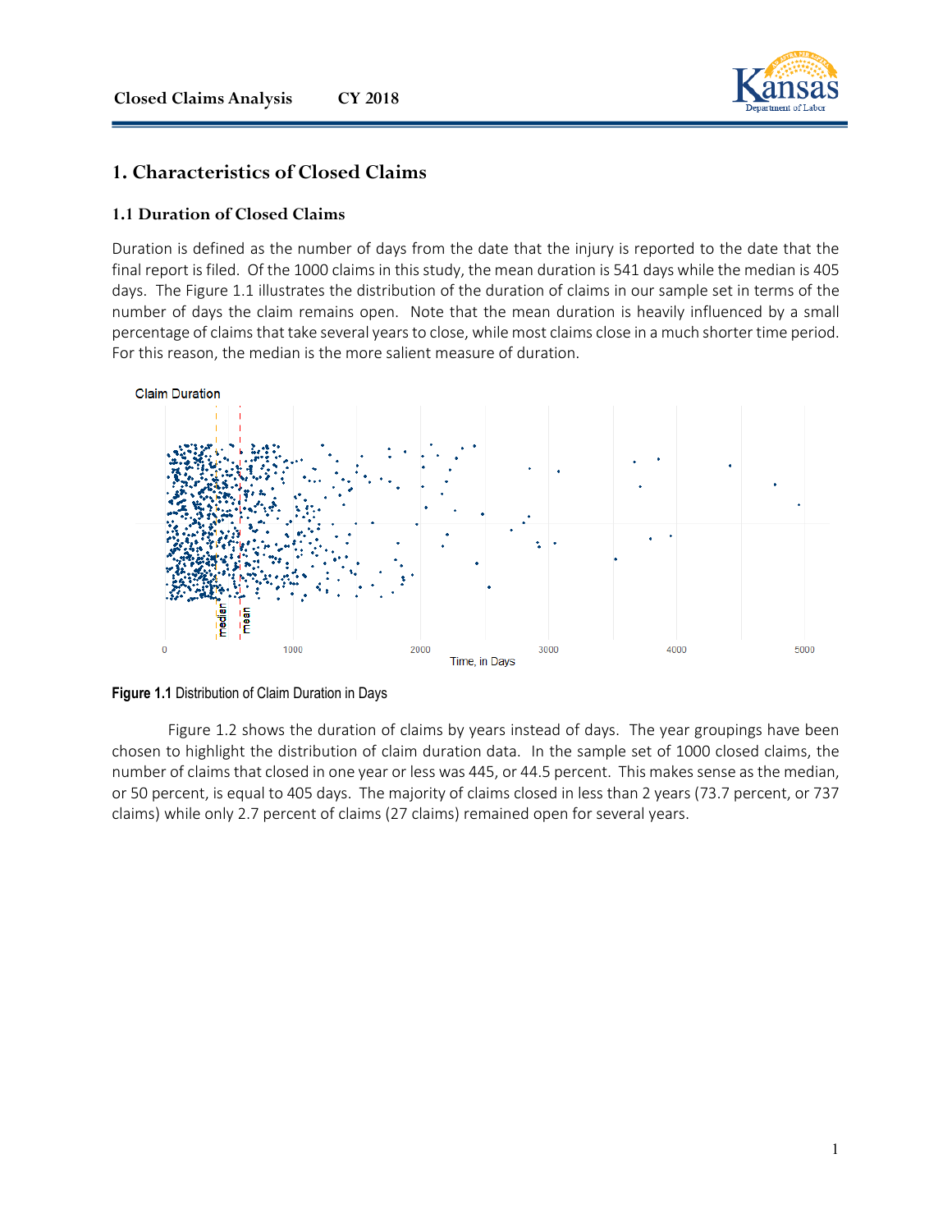# 1. Characteristics of Closed Claims

## 1.1 Duration of Closed Claims

Duration is defined as the number of days from the date that the injury is reported to the date that the final report is filed. Of the 1000 claims in this study, the mean duration is 541 days while the median is 405 days. The Figure 1.1 illustrates the distribution of the duration of claims in our sample set in terms of the number of days the claim remains open. Note that the mean duration is heavily influenced by a small percentage of claims that take several years to close, while most claims close in a much shorter time period. For this reason, the median is the more salient measure of duration.

**Figure 1.1** Distribution of Claim Duration in Days

Figure 1.2 shows the duration of claims by years instead of days. The year groupings have been chosen to highlight the distribution of claim duration data. In the sample set of 1000 closed claims, the number of claims that closed in one year or less was 445, or 44.5 percent. This makes sense as the median, or 50 percent, is equal to 405 days. The majority of claims closed in less than 2 years (73.7 percent, or 737 claims) while only 2.7 percent of claims (27 claims) remained open for several years.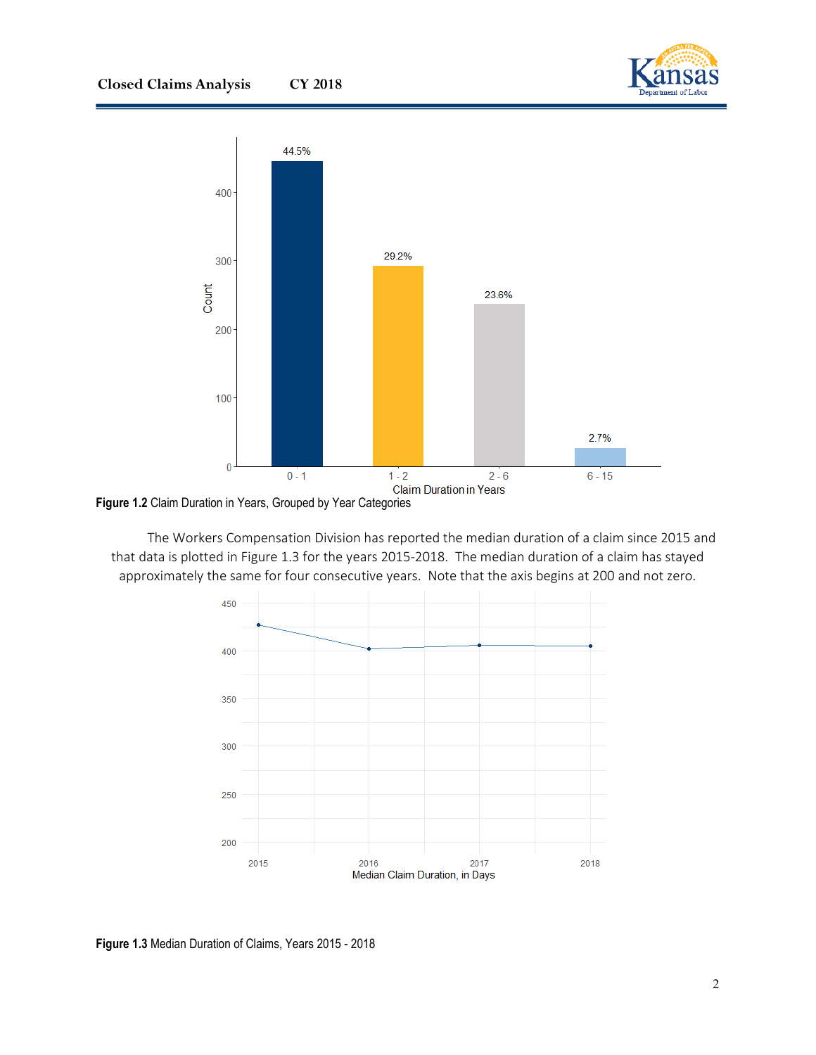Figure 1.2 Claim Duration in Years, Grouped by Year Categories

The Workers Compensation Division has reported the median duration of a claim since 2015 and that data is plotted in Figure 1.3 for the years 2015-2018. The median duration of a claim has stayed approximately the same for four consecutive years. Note that the axis begins at 200 and not zero.

Figure 1.3 Median Duration of Claims, Years 2015 - 2018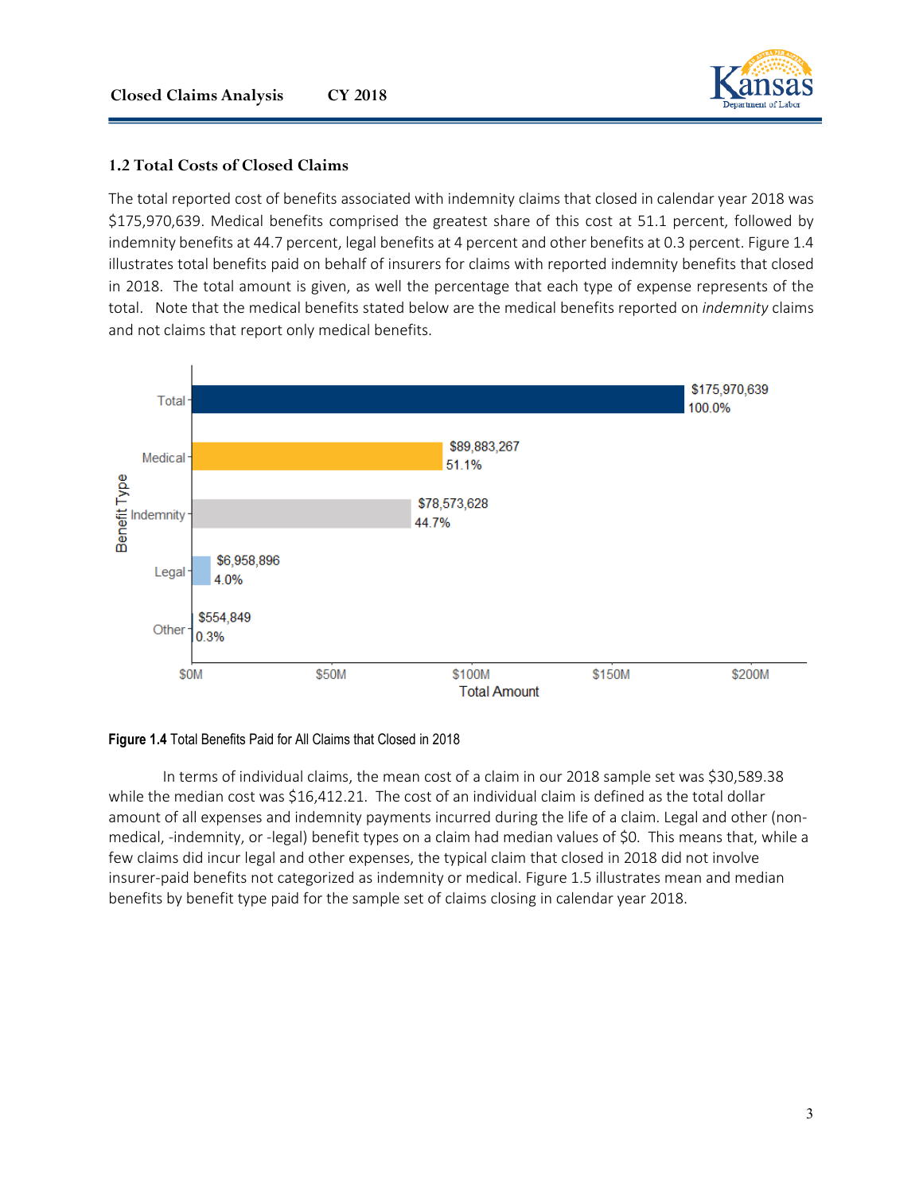## 1.2 Total Costs of Closed Claims

The total reported cost of benefits associated with indemnity claims that closed in calendar year 2018 was $175,970,639. Medical benefits comprised the greatest share of this cost at 51.1 percent, followed by indemnity benefits at 44.7 percent, legal benefits at 4 percent and other benefits at 0.3 percent. Figure 1.4 illustrates total benefits paid on behalf of insurers for claims with reported indemnity benefits that closed in 2018. The total amount is given, as well the percentage that each type of expense represents of the total. Note that the medical benefits stated below are the medical benefits reported on *indemnity* claims and not claims that report only medical benefits.

| Benefit Type | Total Amount | Percent |
|---|---|---|
| Total | $175,970,639 | 100.0% |
| Medical | $89,883,267 | 51.1% |
| Indemnity | $78,573,628 | 44.7% |
| Legal | $6,958,896 | 4.0% |
| Other | $554,849 | 0.3% |

**Figure 1.4** Total Benefits Paid for All Claims that Closed in 2018

In terms of individual claims, the mean cost of a claim in our 2018 sample set was $30,589.38 while the median cost was $16,412.21. The cost of an individual claim is defined as the total dollar amount of all expenses and indemnity payments incurred during the life of a claim. Legal and other (non-medical, -indemnity, or -legal) benefit types on a claim had median values of $0. This means that, while a few claims did incur legal and other expenses, the typical claim that closed in 2018 did not involve insurer-paid benefits not categorized as indemnity or medical. Figure 1.5 illustrates mean and median benefits by benefit type paid for the sample set of claims closing in calendar year 2018.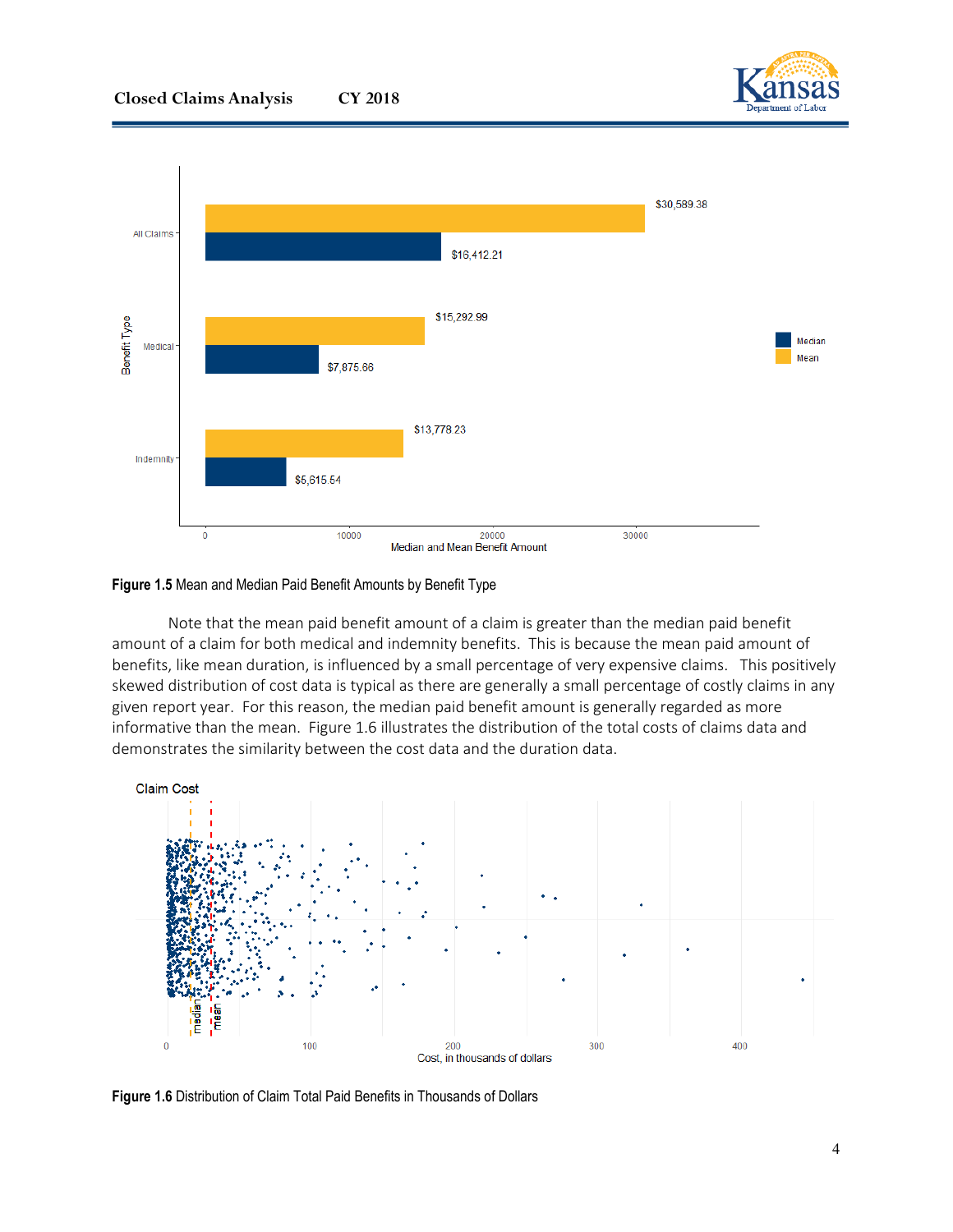**Figure 1.5** Mean and Median Paid Benefit Amounts by Benefit Type

Note that the mean paid benefit amount of a claim is greater than the median paid benefit amount of a claim for both medical and indemnity benefits. This is because the mean paid amount of benefits, like mean duration, is influenced by a small percentage of very expensive claims. This positively skewed distribution of cost data is typical as there are generally a small percentage of costly claims in any given report year. For this reason, the median paid benefit amount is generally regarded as more informative than the mean. Figure 1.6 illustrates the distribution of the total costs of claims data and demonstrates the similarity between the cost data and the duration data.

**Figure 1.6** Distribution of Claim Total Paid Benefits in Thousands of Dollars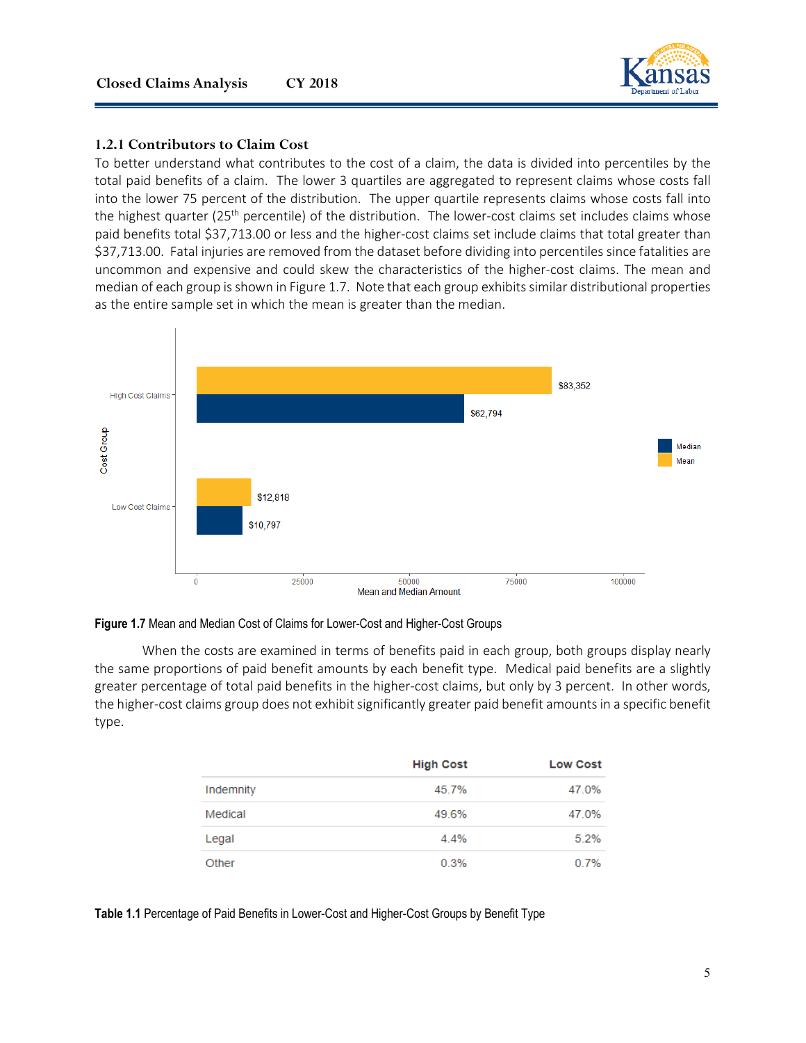### 1.2.1 Contributors to Claim Cost

To better understand what contributes to the cost of a claim, the data is divided into percentiles by the total paid benefits of a claim. The lower 3 quartiles are aggregated to represent claims whose costs fall into the lower 75 percent of the distribution. The upper quartile represents claims whose costs fall into the highest quarter (25th percentile) of the distribution. The lower-cost claims set includes claims whose paid benefits total $37,713.00 or less and the higher-cost claims set include claims that total greater than $37,713.00. Fatal injuries are removed from the dataset before dividing into percentiles since fatalities are uncommon and expensive and could skew the characteristics of the higher-cost claims. The mean and median of each group is shown in Figure 1.7. Note that each group exhibits similar distributional properties as the entire sample set in which the mean is greater than the median.

| Cost Group | Mean | Median |
|---|---|---|
| High Cost Claims | $83,352 | $62,794 |
| Low Cost Claims | $12,818 | $10,797 |

**Figure 1.7** Mean and Median Cost of Claims for Lower-Cost and Higher-Cost Groups

When the costs are examined in terms of benefits paid in each group, both groups display nearly the same proportions of paid benefit amounts by each benefit type. Medical paid benefits are a slightly greater percentage of total paid benefits in the higher-cost claims, but only by 3 percent. In other words, the higher-cost claims group does not exhibit significantly greater paid benefit amounts in a specific benefit type.

| | High Cost | Low Cost |
|---|---|---|
| Indemnity | 45.7% | 47.0% |
| Medical | 49.6% | 47.0% |
| Legal | 4.4% | 5.2% |
| Other | 0.3% | 0.7% |

**Table 1.1** Percentage of Paid Benefits in Lower-Cost and Higher-Cost Groups by Benefit Type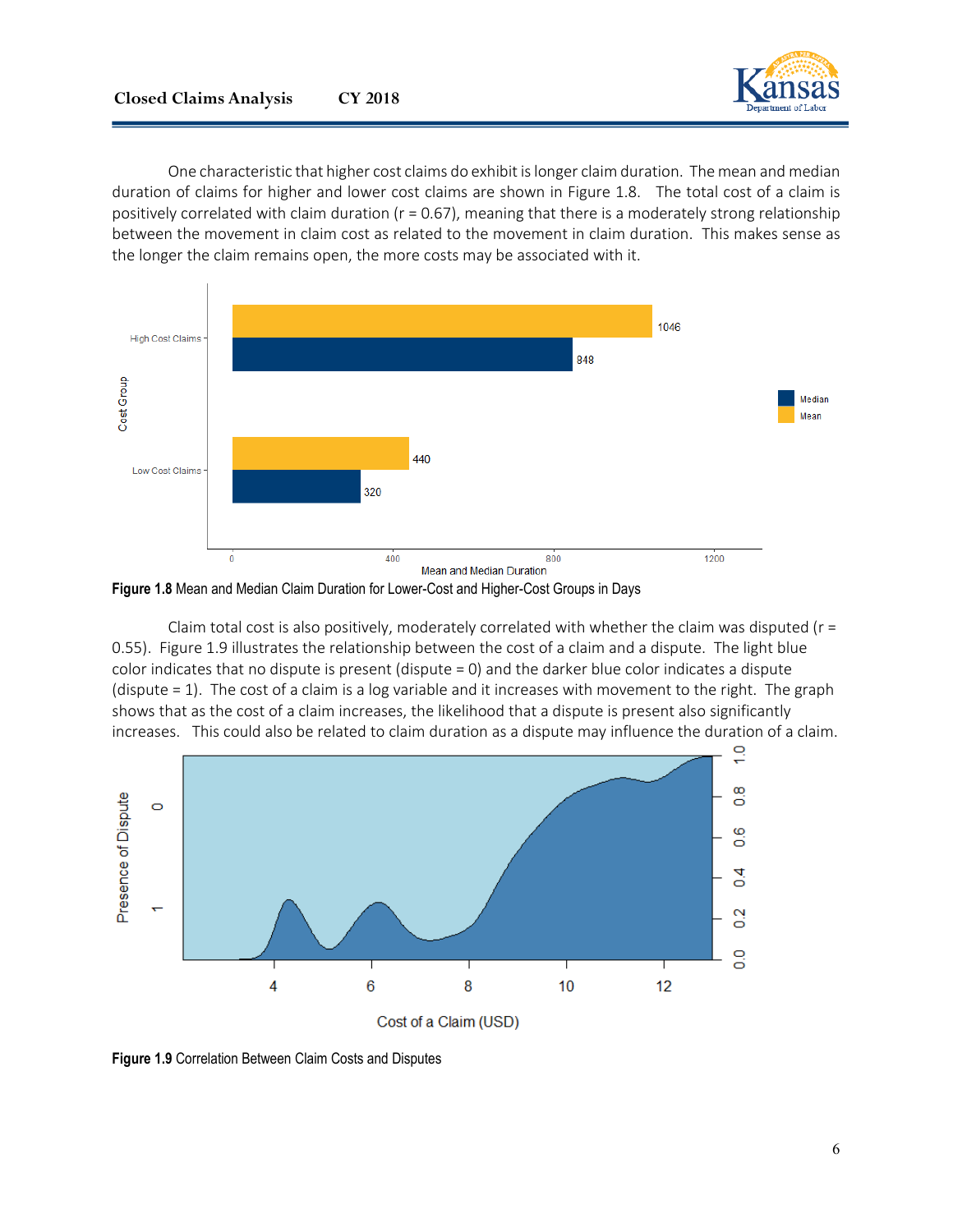One characteristic that higher cost claims do exhibit is longer claim duration. The mean and median duration of claims for higher and lower cost claims are shown in Figure 1.8. The total cost of a claim is positively correlated with claim duration (r = 0.67), meaning that there is a moderately strong relationship between the movement in claim cost as related to the movement in claim duration. This makes sense as the longer the claim remains open, the more costs may be associated with it.

**Figure 1.8** Mean and Median Claim Duration for Lower-Cost and Higher-Cost Groups in Days

Claim total cost is also positively, moderately correlated with whether the claim was disputed (r = 0.55). Figure 1.9 illustrates the relationship between the cost of a claim and a dispute. The light blue color indicates that no dispute is present (dispute = 0) and the darker blue color indicates a dispute (dispute = 1). The cost of a claim is a log variable and it increases with movement to the right. The graph shows that as the cost of a claim increases, the likelihood that a dispute is present also significantly increases. This could also be related to claim duration as a dispute may influence the duration of a claim.

**Figure 1.9** Correlation Between Claim Costs and Disputes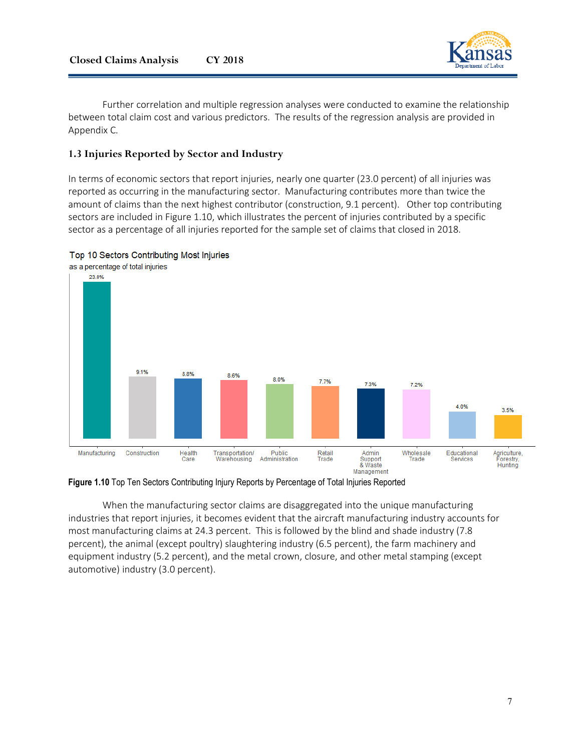Further correlation and multiple regression analyses were conducted to examine the relationship between total claim cost and various predictors. The results of the regression analysis are provided in Appendix C.

### 1.3 Injuries Reported by Sector and Industry

In terms of economic sectors that report injuries, nearly one quarter (23.0 percent) of all injuries was reported as occurring in the manufacturing sector. Manufacturing contributes more than twice the amount of claims than the next highest contributor (construction, 9.1 percent). Other top contributing sectors are included in Figure 1.10, which illustrates the percent of injuries contributed by a specific sector as a percentage of all injuries reported for the sample set of claims that closed in 2018.

Top 10 Sectors Contributing Most Injuries
as a percentage of total injuries

| Sector | Percentage |
|---|---|
| Manufacturing | 23.0% |
| Construction | 9.1% |
| Health Care | 8.8% |
| Transportation/ Warehousing | 8.6% |
| Public Administration | 8.0% |
| Retail Trade | 7.7% |
| Admin Support & Waste Management | 7.3% |
| Wholesale Trade | 7.2% |
| Educational Services | 4.0% |
| Agriculture, Forestry, Hunting | 3.5% |

**Figure 1.10** Top Ten Sectors Contributing Injury Reports by Percentage of Total Injuries Reported

When the manufacturing sector claims are disaggregated into the unique manufacturing industries that report injuries, it becomes evident that the aircraft manufacturing industry accounts for most manufacturing claims at 24.3 percent. This is followed by the blind and shade industry (7.8 percent), the animal (except poultry) slaughtering industry (6.5 percent), the farm machinery and equipment industry (5.2 percent), and the metal crown, closure, and other metal stamping (except automotive) industry (3.0 percent).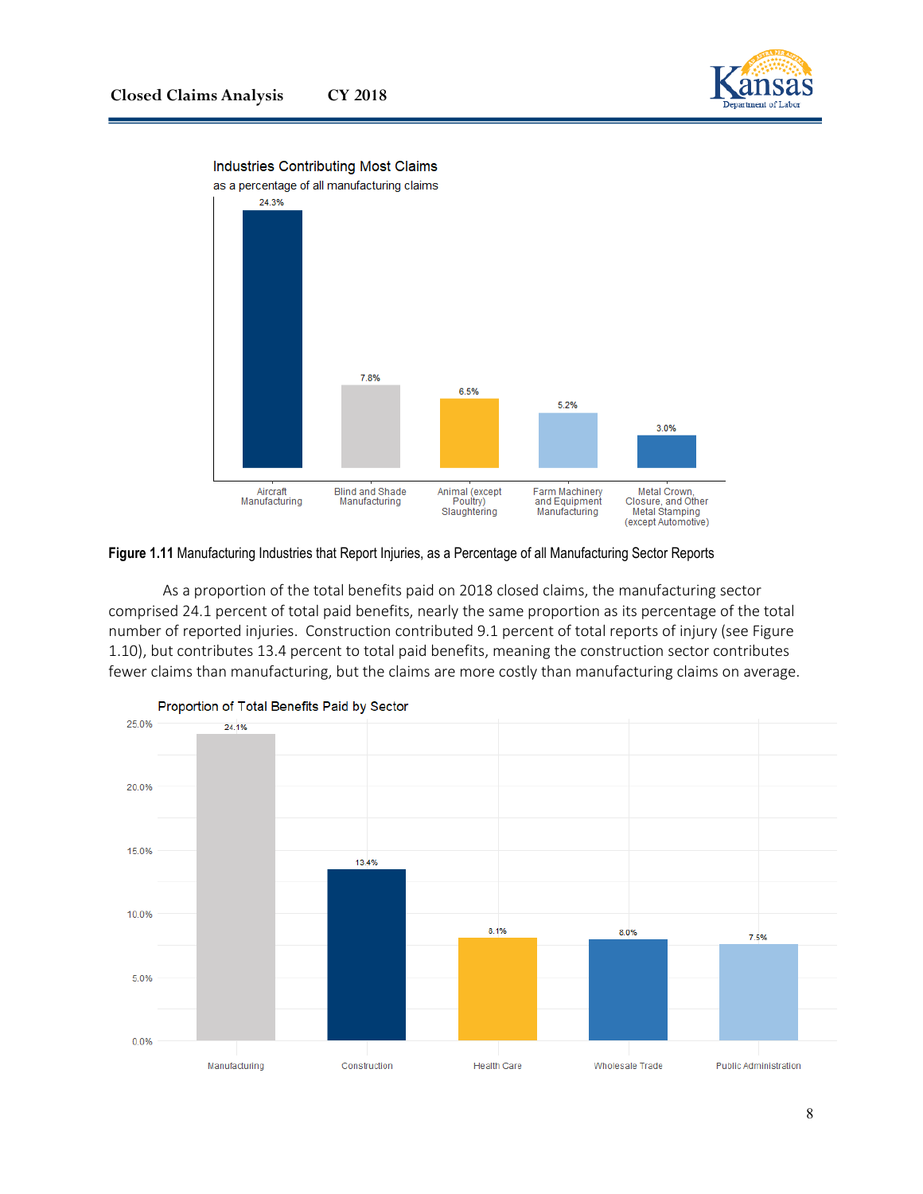**Industries Contributing Most Claims**
as a percentage of all manufacturing claims

| Industry | Percentage |
|---|---|
| Aircraft Manufacturing | 24.3% |
| Blind and Shade Manufacturing | 7.8% |
| Animal (except Poultry) Slaughtering | 6.5% |
| Farm Machinery and Equipment Manufacturing | 5.2% |
| Metal Crown, Closure, and Other Metal Stamping (except Automotive) | 3.0% |

**Figure 1.11** Manufacturing Industries that Report Injuries, as a Percentage of all Manufacturing Sector Reports

As a proportion of the total benefits paid on 2018 closed claims, the manufacturing sector comprised 24.1 percent of total paid benefits, nearly the same proportion as its percentage of the total number of reported injuries. Construction contributed 9.1 percent of total reports of injury (see Figure 1.10), but contributes 13.4 percent to total paid benefits, meaning the construction sector contributes fewer claims than manufacturing, but the claims are more costly than manufacturing claims on average.

**Proportion of Total Benefits Paid by Sector**

| Sector | Percentage |
|---|---|
| Manufacturing | 24.1% |
| Construction | 13.4% |
| Health Care | 8.1% |
| Wholesale Trade | 8.0% |
| Public Administration | 7.5% |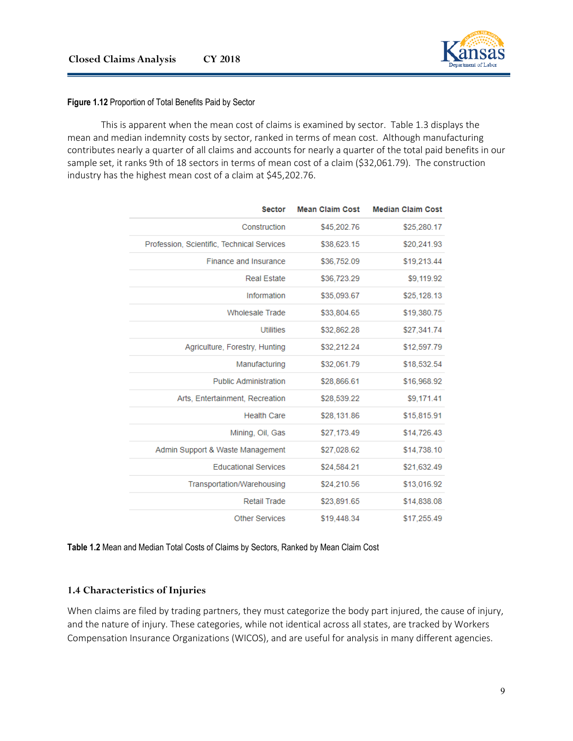**Figure 1.12** Proportion of Total Benefits Paid by Sector

This is apparent when the mean cost of claims is examined by sector. Table 1.3 displays the mean and median indemnity costs by sector, ranked in terms of mean cost. Although manufacturing contributes nearly a quarter of all claims and accounts for nearly a quarter of the total paid benefits in our sample set, it ranks 9th of 18 sectors in terms of mean cost of a claim ($32,061.79). The construction industry has the highest mean cost of a claim at $45,202.76.

| Sector | Mean Claim Cost | Median Claim Cost |
|---:|---:|---:|
| Construction | $45,202.76 | $25,280.17 |
| Profession, Scientific, Technical Services | $38,623.15 | $20,241.93 |
| Finance and Insurance | $36,752.09 | $19,213.44 |
| Real Estate | $36,723.29 | $9,119.92 |
| Information | $35,093.67 | $25,128.13 |
| Wholesale Trade | $33,804.65 | $19,380.75 |
| Utilities | $32,862.28 | $27,341.74 |
| Agriculture, Forestry, Hunting | $32,212.24 | $12,597.79 |
| Manufacturing | $32,061.79 | $18,532.54 |
| Public Administration | $28,866.61 | $16,968.92 |
| Arts, Entertainment, Recreation | $28,539.22 | $9,171.41 |
| Health Care | $28,131.86 | $15,815.91 |
| Mining, Oil, Gas | $27,173.49 | $14,726.43 |
| Admin Support & Waste Management | $27,028.62 | $14,738.10 |
| Educational Services | $24,584.21 | $21,632.49 |
| Transportation/Warehousing | $24,210.56 | $13,016.92 |
| Retail Trade | $23,891.65 | $14,838.08 |
| Other Services | $19,448.34 | $17,255.49 |

**Table 1.2** Mean and Median Total Costs of Claims by Sectors, Ranked by Mean Claim Cost

## 1.4 Characteristics of Injuries

When claims are filed by trading partners, they must categorize the body part injured, the cause of injury, and the nature of injury. These categories, while not identical across all states, are tracked by Workers Compensation Insurance Organizations (WICOS), and are useful for analysis in many different agencies.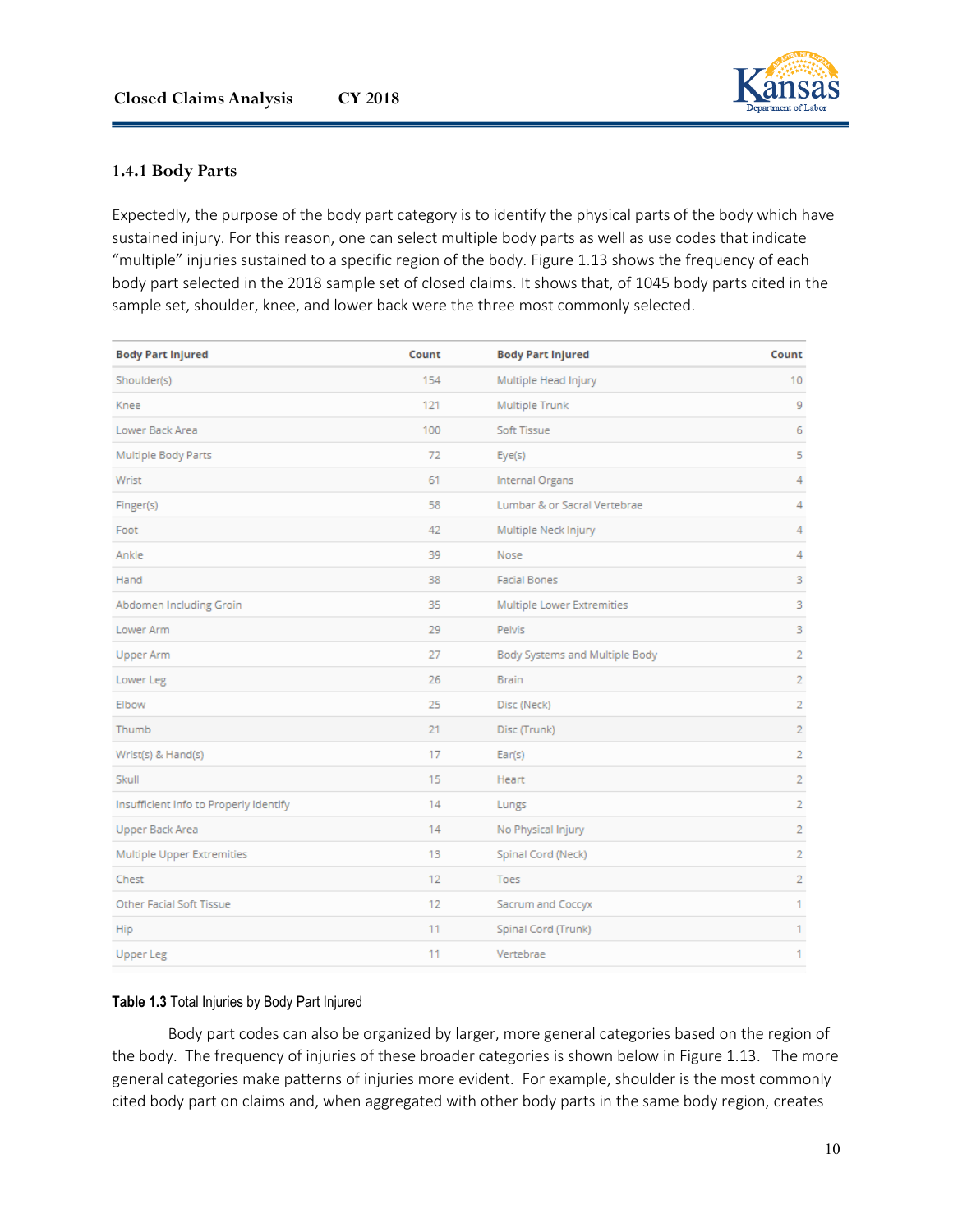### 1.4.1 Body Parts

Expectedly, the purpose of the body part category is to identify the physical parts of the body which have sustained injury. For this reason, one can select multiple body parts as well as use codes that indicate "multiple" injuries sustained to a specific region of the body. Figure 1.13 shows the frequency of each body part selected in the 2018 sample set of closed claims. It shows that, of 1045 body parts cited in the sample set, shoulder, knee, and lower back were the three most commonly selected.

| Body Part Injured | Count | Body Part Injured | Count |
|---|---|---|---|
| Shoulder(s) | 154 | Multiple Head Injury | 10 |
| Knee | 121 | Multiple Trunk | 9 |
| Lower Back Area | 100 | Soft Tissue | 6 |
| Multiple Body Parts | 72 | Eye(s) | 5 |
| Wrist | 61 | Internal Organs | 4 |
| Finger(s) | 58 | Lumbar & or Sacral Vertebrae | 4 |
| Foot | 42 | Multiple Neck Injury | 4 |
| Ankle | 39 | Nose | 4 |
| Hand | 38 | Facial Bones | 3 |
| Abdomen Including Groin | 35 | Multiple Lower Extremities | 3 |
| Lower Arm | 29 | Pelvis | 3 |
| Upper Arm | 27 | Body Systems and Multiple Body | 2 |
| Lower Leg | 26 | Brain | 2 |
| Elbow | 25 | Disc (Neck) | 2 |
| Thumb | 21 | Disc (Trunk) | 2 |
| Wrist(s) & Hand(s) | 17 | Ear(s) | 2 |
| Skull | 15 | Heart | 2 |
| Insufficient Info to Properly Identify | 14 | Lungs | 2 |
| Upper Back Area | 14 | No Physical Injury | 2 |
| Multiple Upper Extremities | 13 | Spinal Cord (Neck) | 2 |
| Chest | 12 | Toes | 2 |
| Other Facial Soft Tissue | 12 | Sacrum and Coccyx | 1 |
| Hip | 11 | Spinal Cord (Trunk) | 1 |
| Upper Leg | 11 | Vertebrae | 1 |

**Table 1.3** Total Injuries by Body Part Injured

Body part codes can also be organized by larger, more general categories based on the region of the body. The frequency of injuries of these broader categories is shown below in Figure 1.13. The more general categories make patterns of injuries more evident. For example, shoulder is the most commonly cited body part on claims and, when aggregated with other body parts in the same body region, creates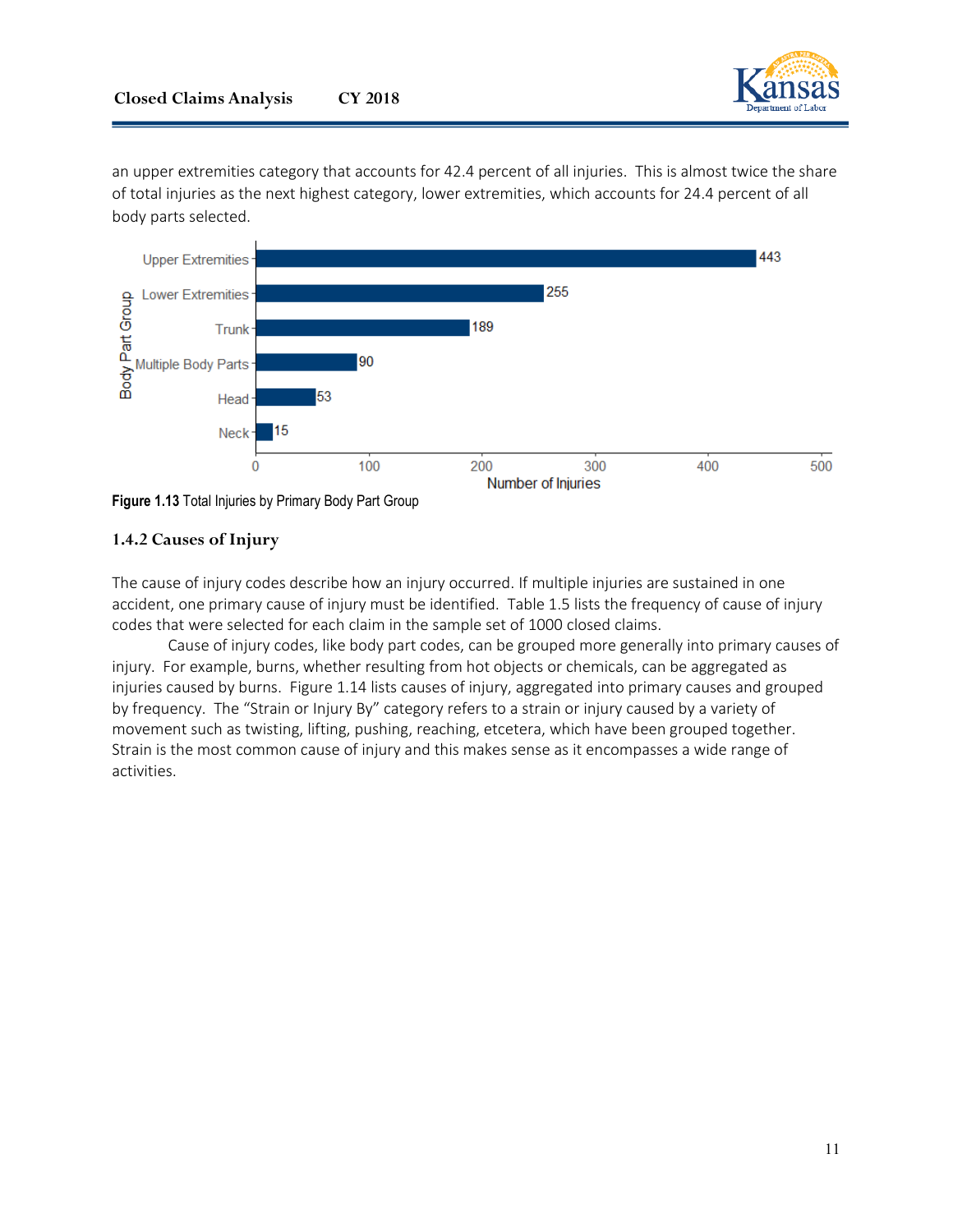an upper extremities category that accounts for 42.4 percent of all injuries. This is almost twice the share of total injuries as the next highest category, lower extremities, which accounts for 24.4 percent of all body parts selected.

| Body Part Group | Number of Injuries |
|---|---|
| Upper Extremities | 443 |
| Lower Extremities | 255 |
| Trunk | 189 |
| Multiple Body Parts | 90 |
| Head | 53 |
| Neck | 15 |

**Figure 1.13** Total Injuries by Primary Body Part Group

### 1.4.2 Causes of Injury

The cause of injury codes describe how an injury occurred. If multiple injuries are sustained in one accident, one primary cause of injury must be identified. Table 1.5 lists the frequency of cause of injury codes that were selected for each claim in the sample set of 1000 closed claims.

Cause of injury codes, like body part codes, can be grouped more generally into primary causes of injury. For example, burns, whether resulting from hot objects or chemicals, can be aggregated as injuries caused by burns. Figure 1.14 lists causes of injury, aggregated into primary causes and grouped by frequency. The "Strain or Injury By" category refers to a strain or injury caused by a variety of movement such as twisting, lifting, pushing, reaching, etcetera, which have been grouped together. Strain is the most common cause of injury and this makes sense as it encompasses a wide range of activities.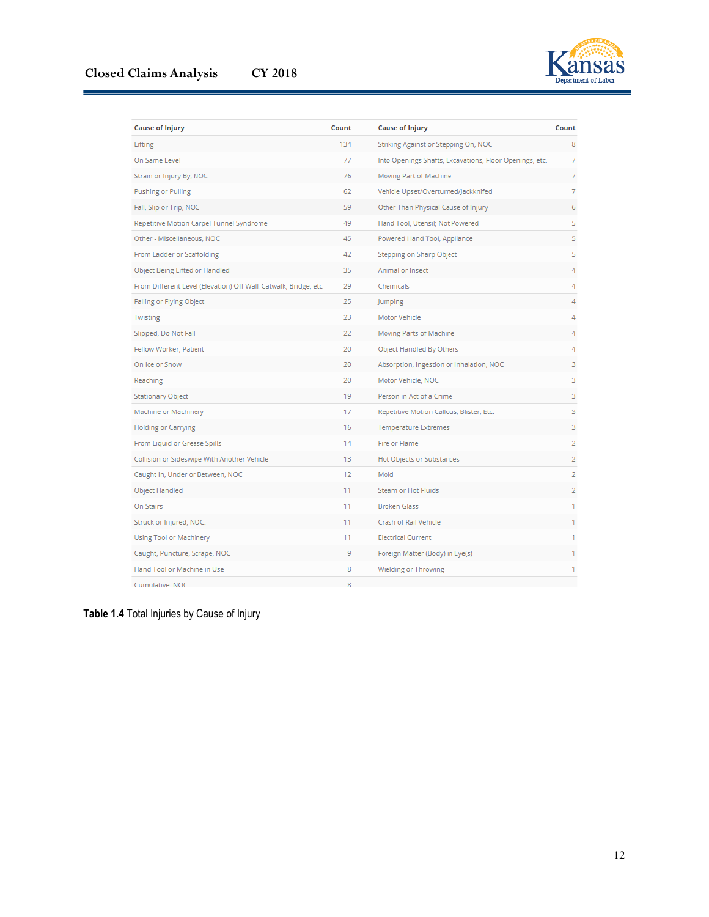| Cause of Injury | Count | Cause of Injury | Count |
|---|---|---|---|
| Lifting | 134 | Striking Against or Stepping On, NOC | 8 |
| On Same Level | 77 | Into Openings Shafts, Excavations, Floor Openings, etc. | 7 |
| Strain or Injury By, NOC | 76 | Moving Part of Machine | 7 |
| Pushing or Pulling | 62 | Vehicle Upset/Overturned/Jackknifed | 7 |
| Fall, Slip or Trip, NOC | 59 | Other Than Physical Cause of Injury | 6 |
| Repetitive Motion Carpel Tunnel Syndrome | 49 | Hand Tool, Utensil; Not Powered | 5 |
| Other - Miscellaneous, NOC | 45 | Powered Hand Tool, Appliance | 5 |
| From Ladder or Scaffolding | 42 | Stepping on Sharp Object | 5 |
| Object Being Lifted or Handled | 35 | Animal or Insect | 4 |
| From Different Level (Elevation) Off Wall, Catwalk, Bridge, etc. | 29 | Chemicals | 4 |
| Falling or Flying Object | 25 | Jumping | 4 |
| Twisting | 23 | Motor Vehicle | 4 |
| Slipped, Do Not Fall | 22 | Moving Parts of Machine | 4 |
| Fellow Worker; Patient | 20 | Object Handled By Others | 4 |
| On Ice or Snow | 20 | Absorption, Ingestion or Inhalation, NOC | 3 |
| Reaching | 20 | Motor Vehicle, NOC | 3 |
| Stationary Object | 19 | Person in Act of a Crime | 3 |
| Machine or Machinery | 17 | Repetitive Motion Callous, Blister, Etc. | 3 |
| Holding or Carrying | 16 | Temperature Extremes | 3 |
| From Liquid or Grease Spills | 14 | Fire or Flame | 2 |
| Collision or Sideswipe With Another Vehicle | 13 | Hot Objects or Substances | 2 |
| Caught In, Under or Between, NOC | 12 | Mold | 2 |
| Object Handled | 11 | Steam or Hot Fluids | 2 |
| On Stairs | 11 | Broken Glass | 1 |
| Struck or Injured, NOC. | 11 | Crash of Rail Vehicle | 1 |
| Using Tool or Machinery | 11 | Electrical Current | 1 |
| Caught, Puncture, Scrape, NOC | 9 | Foreign Matter (Body) in Eye(s) | 1 |
| Hand Tool or Machine in Use | 8 | Wielding or Throwing | 1 |
| Cumulative, NOC | 8 | | |

**Table 1.4** Total Injuries by Cause of Injury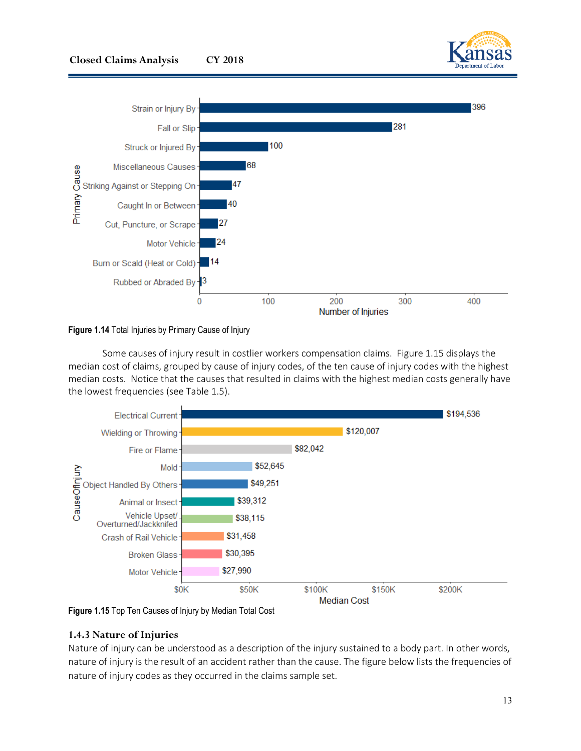| Primary Cause | Number of Injuries |
|---|---|
| Strain or Injury By | 396 |
| Fall or Slip | 281 |
| Struck or Injured By | 100 |
| Miscellaneous Causes | 68 |
| Striking Against or Stepping On | 47 |
| Caught In or Between | 40 |
| Cut, Puncture, or Scrape | 27 |
| Motor Vehicle | 24 |
| Burn or Scald (Heat or Cold) | 14 |
| Rubbed or Abraded By | 3 |

**Figure 1.14** Total Injuries by Primary Cause of Injury

Some causes of injury result in costlier workers compensation claims. Figure 1.15 displays the median cost of claims, grouped by cause of injury codes, of the ten cause of injury codes with the highest median costs. Notice that the causes that resulted in claims with the highest median costs generally have the lowest frequencies (see Table 1.5).

| CauseOfInjury | Median Cost |
|---|---|
| Electrical Current | $194,536 |
| Wielding or Throwing | $120,007 |
| Fire or Flame | $82,042 |
| Mold | $52,645 |
| Object Handled By Others | $49,251 |
| Animal or Insect | $39,312 |
| Vehicle Upset/ Overturned/Jackknifed | $38,115 |
| Crash of Rail Vehicle | $31,458 |
| Broken Glass | $30,395 |
| Motor Vehicle | $27,990 |

**Figure 1.15** Top Ten Causes of Injury by Median Total Cost

### 1.4.3 Nature of Injuries

Nature of injury can be understood as a description of the injury sustained to a body part. In other words, nature of injury is the result of an accident rather than the cause. The figure below lists the frequencies of nature of injury codes as they occurred in the claims sample set.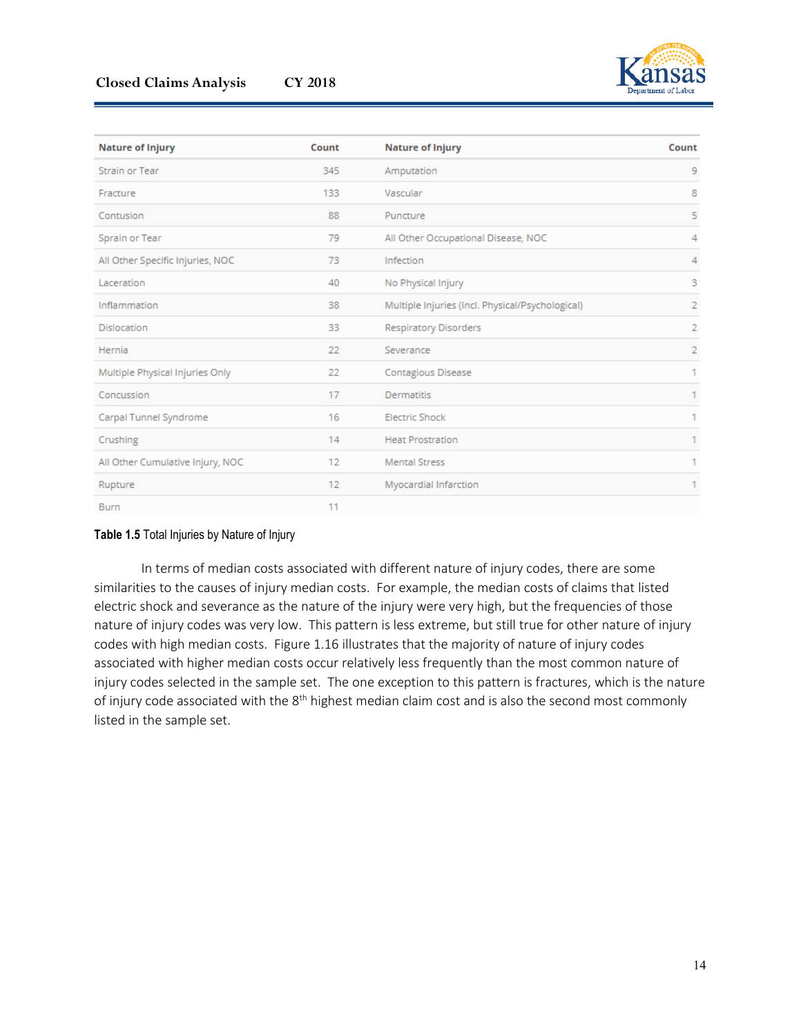| Nature of Injury | Count | Nature of Injury | Count |
|---|---|---|---|
| Strain or Tear | 345 | Amputation | 9 |
| Fracture | 133 | Vascular | 8 |
| Contusion | 88 | Puncture | 5 |
| Sprain or Tear | 79 | All Other Occupational Disease, NOC | 4 |
| All Other Specific Injuries, NOC | 73 | Infection | 4 |
| Laceration | 40 | No Physical Injury | 3 |
| Inflammation | 38 | Multiple Injuries (Incl. Physical/Psychological) | 2 |
| Dislocation | 33 | Respiratory Disorders | 2 |
| Hernia | 22 | Severance | 2 |
| Multiple Physical Injuries Only | 22 | Contagious Disease | 1 |
| Concussion | 17 | Dermatitis | 1 |
| Carpal Tunnel Syndrome | 16 | Electric Shock | 1 |
| Crushing | 14 | Heat Prostration | 1 |
| All Other Cumulative Injury, NOC | 12 | Mental Stress | 1 |
| Rupture | 12 | Myocardial Infarction | 1 |
| Burn | 11 | | |

**Table 1.5** Total Injuries by Nature of Injury

In terms of median costs associated with different nature of injury codes, there are some similarities to the causes of injury median costs. For example, the median costs of claims that listed electric shock and severance as the nature of the injury were very high, but the frequencies of those nature of injury codes was very low. This pattern is less extreme, but still true for other nature of injury codes with high median costs. Figure 1.16 illustrates that the majority of nature of injury codes associated with higher median costs occur relatively less frequently than the most common nature of injury codes selected in the sample set. The one exception to this pattern is fractures, which is the nature of injury code associated with the 8th highest median claim cost and is also the second most commonly listed in the sample set.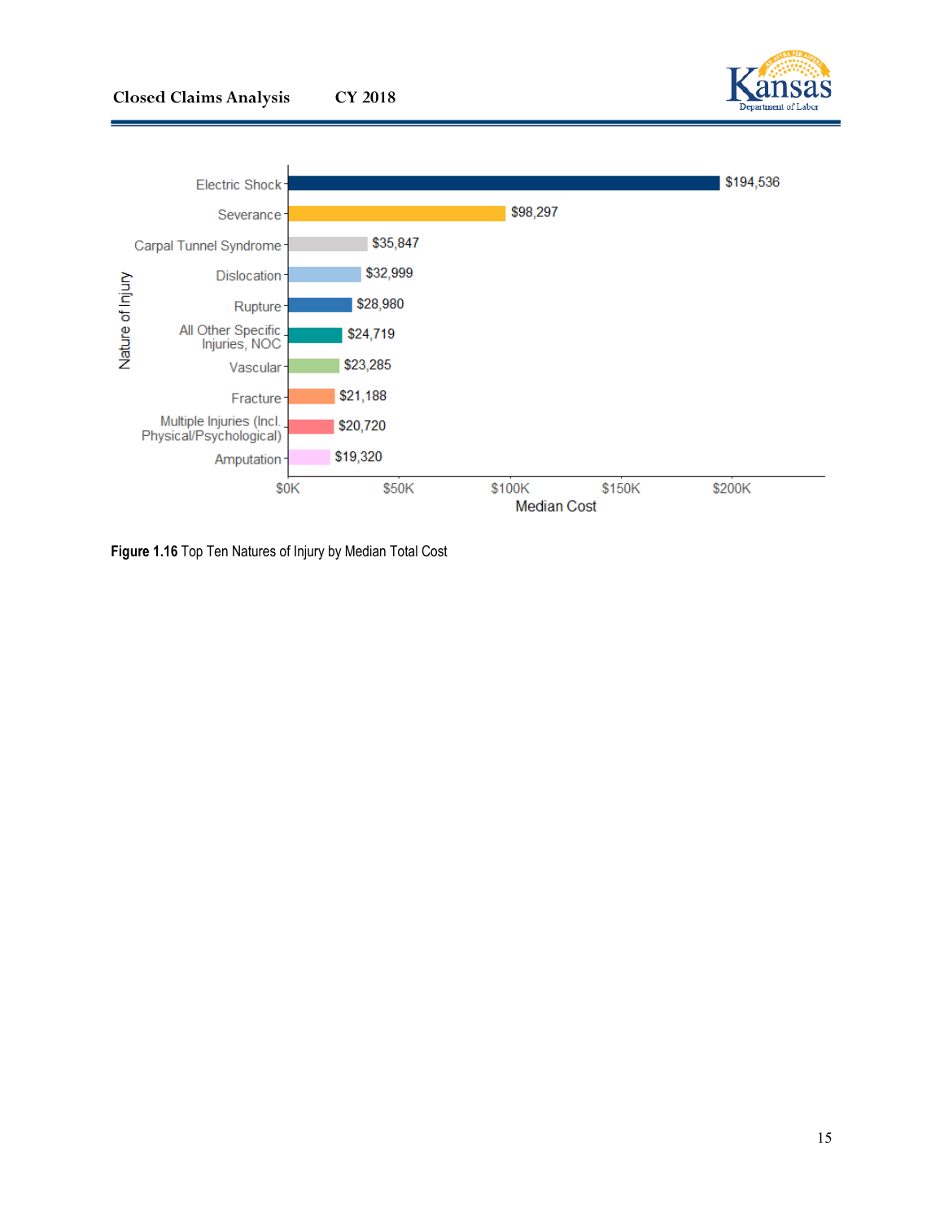| Nature of Injury | Median Cost |
| --- | --- |
| Electric Shock | $194,536 |
| Severance | $98,297 |
| Carpal Tunnel Syndrome | $35,847 |
| Dislocation | $32,999 |
| Rupture | $28,980 |
| All Other Specific Injuries, NOC | $24,719 |
| Vascular | $23,285 |
| Fracture | $21,188 |
| Multiple Injuries (Incl. Physical/Psychological) | $20,720 |
| Amputation | $19,320 |

**Figure 1.16** Top Ten Natures of Injury by Median Total Cost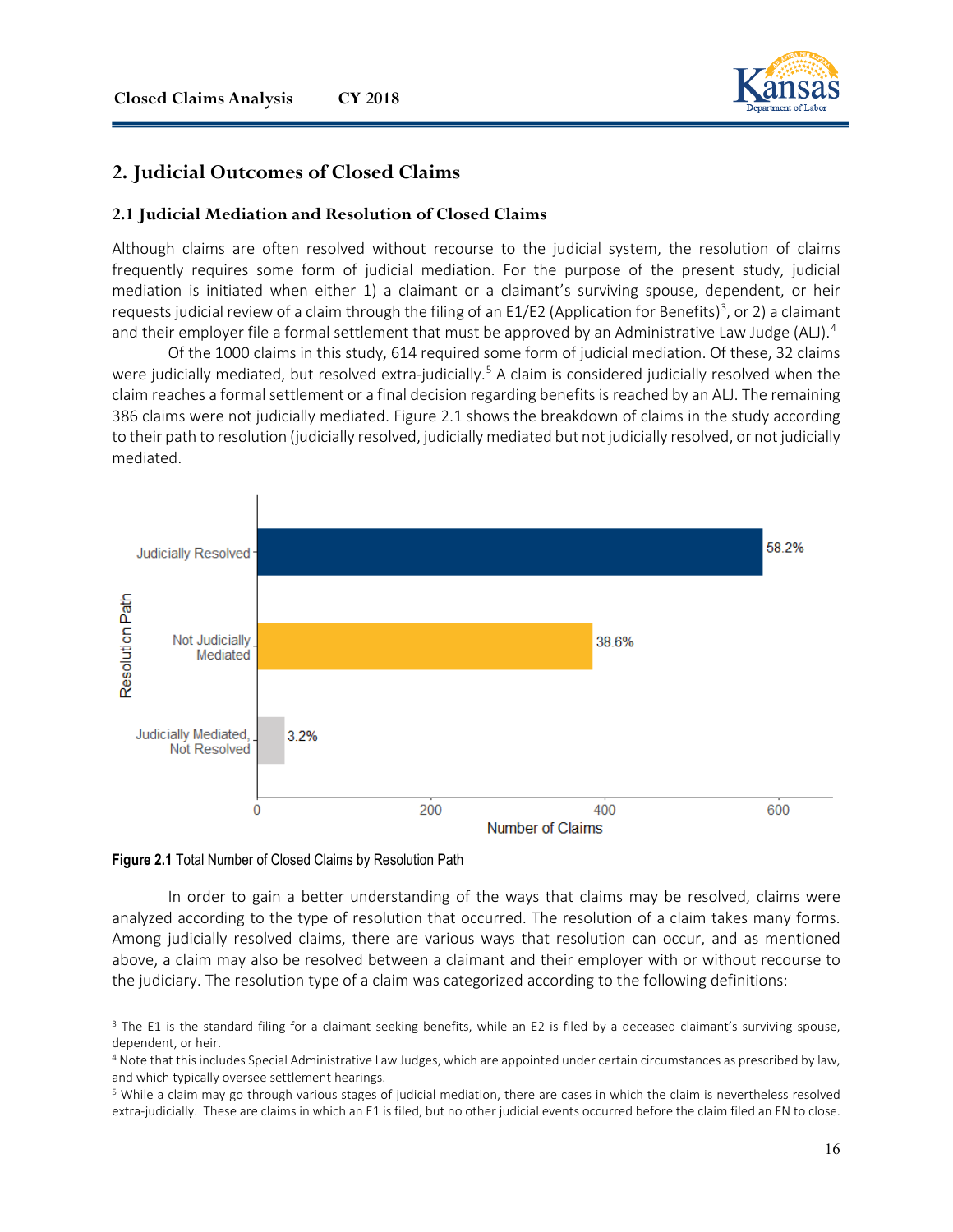## 2. Judicial Outcomes of Closed Claims

### 2.1 Judicial Mediation and Resolution of Closed Claims

Although claims are often resolved without recourse to the judicial system, the resolution of claims frequently requires some form of judicial mediation. For the purpose of the present study, judicial mediation is initiated when either 1) a claimant or a claimant's surviving spouse, dependent, or heir requests judicial review of a claim through the filing of an E1/E2 (Application for Benefits)[3], or 2) a claimant and their employer file a formal settlement that must be approved by an Administrative Law Judge (ALJ).[4]

Of the 1000 claims in this study, 614 required some form of judicial mediation. Of these, 32 claims were judicially mediated, but resolved extra-judicially.[5] A claim is considered judicially resolved when the claim reaches a formal settlement or a final decision regarding benefits is reached by an ALJ. The remaining 386 claims were not judicially mediated. Figure 2.1 shows the breakdown of claims in the study according to their path to resolution (judicially resolved, judicially mediated but not judicially resolved, or not judicially mediated.

| Resolution Path | Percentage |
|---|---|
| Judicially Resolved | 58.2% |
| Not Judicially Mediated | 38.6% |
| Judicially Mediated, Not Resolved | 3.2% |

**Figure 2.1** Total Number of Closed Claims by Resolution Path

In order to gain a better understanding of the ways that claims may be resolved, claims were analyzed according to the type of resolution that occurred. The resolution of a claim takes many forms. Among judicially resolved claims, there are various ways that resolution can occur, and as mentioned above, a claim may also be resolved between a claimant and their employer with or without recourse to the judiciary. The resolution type of a claim was categorized according to the following definitions:

---

[3] The E1 is the standard filing for a claimant seeking benefits, while an E2 is filed by a deceased claimant's surviving spouse, dependent, or heir.

[4] Note that this includes Special Administrative Law Judges, which are appointed under certain circumstances as prescribed by law, and which typically oversee settlement hearings.

[5] While a claim may go through various stages of judicial mediation, there are cases in which the claim is nevertheless resolved extra-judicially. These are claims in which an E1 is filed, but no other judicial events occurred before the claim filed an FN to close.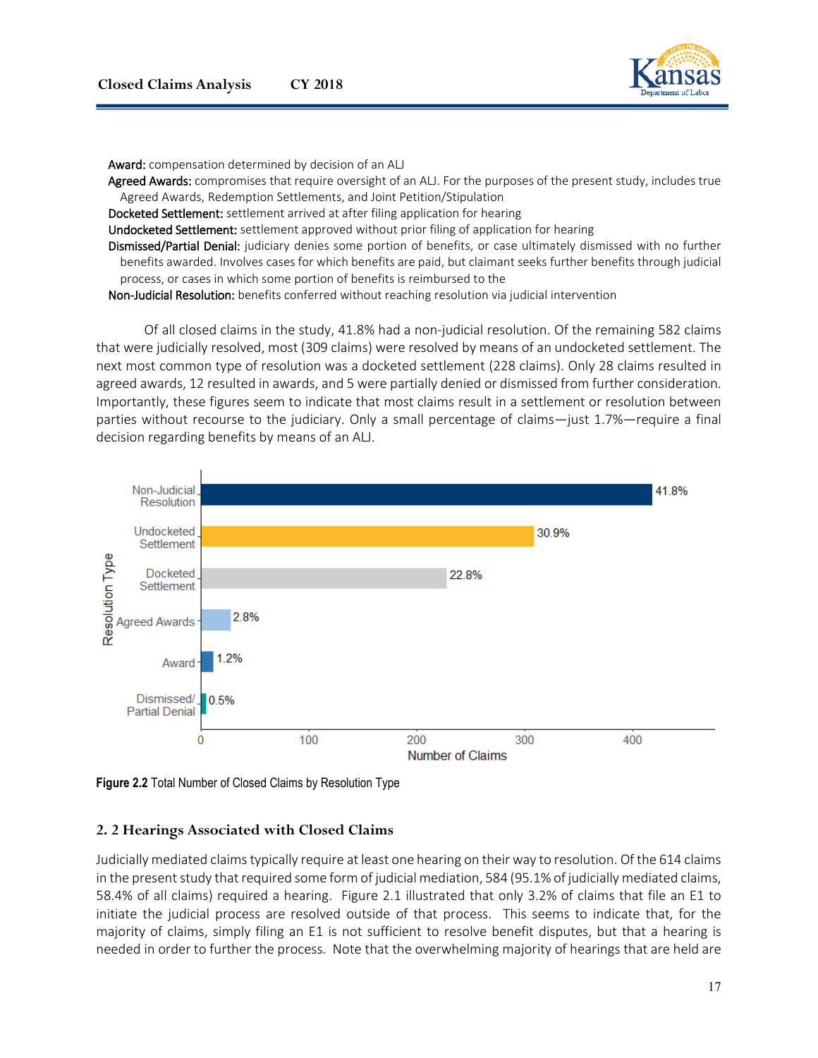**Award:** compensation determined by decision of an ALJ

**Agreed Awards:** compromises that require oversight of an ALJ. For the purposes of the present study, includes true Agreed Awards, Redemption Settlements, and Joint Petition/Stipulation

**Docketed Settlement:** settlement arrived at after filing application for hearing

**Undocketed Settlement:** settlement approved without prior filing of application for hearing

**Dismissed/Partial Denial:** judiciary denies some portion of benefits, or case ultimately dismissed with no further benefits awarded. Involves cases for which benefits are paid, but claimant seeks further benefits through judicial process, or cases in which some portion of benefits is reimbursed to the

**Non-Judicial Resolution:** benefits conferred without reaching resolution via judicial intervention

Of all closed claims in the study, 41.8% had a non-judicial resolution. Of the remaining 582 claims that were judicially resolved, most (309 claims) were resolved by means of an undocketed settlement. The next most common type of resolution was a docketed settlement (228 claims). Only 28 claims resulted in agreed awards, 12 resulted in awards, and 5 were partially denied or dismissed from further consideration. Importantly, these figures seem to indicate that most claims result in a settlement or resolution between parties without recourse to the judiciary. Only a small percentage of claims—just 1.7%—require a final decision regarding benefits by means of an ALJ.

| Resolution Type | Percentage |
|---|---|
| Non-Judicial Resolution | 41.8% |
| Undocketed Settlement | 30.9% |
| Docketed Settlement | 22.8% |
| Agreed Awards | 2.8% |
| Award | 1.2% |
| Dismissed/ Partial Denial | 0.5% |

**Figure 2.2** Total Number of Closed Claims by Resolution Type

## 2. 2 Hearings Associated with Closed Claims

Judicially mediated claims typically require at least one hearing on their way to resolution. Of the 614 claims in the present study that required some form of judicial mediation, 584 (95.1% of judicially mediated claims, 58.4% of all claims) required a hearing. Figure 2.1 illustrated that only 3.2% of claims that file an E1 to initiate the judicial process are resolved outside of that process. This seems to indicate that, for the majority of claims, simply filing an E1 is not sufficient to resolve benefit disputes, but that a hearing is needed in order to further the process. Note that the overwhelming majority of hearings that are held are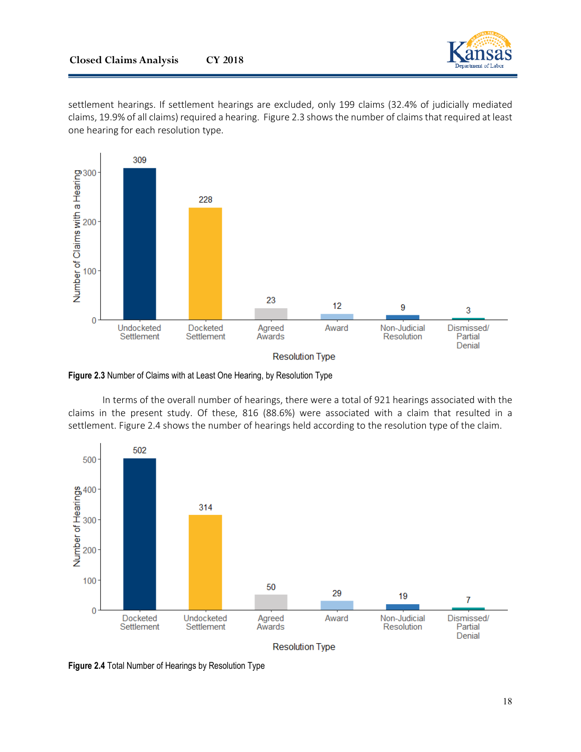settlement hearings. If settlement hearings are excluded, only 199 claims (32.4% of judicially mediated claims, 19.9% of all claims) required a hearing. Figure 2.3 shows the number of claims that required at least one hearing for each resolution type.

**Figure 2.3** Number of Claims with at Least One Hearing, by Resolution Type

In terms of the overall number of hearings, there were a total of 921 hearings associated with the claims in the present study. Of these, 816 (88.6%) were associated with a claim that resulted in a settlement. Figure 2.4 shows the number of hearings held according to the resolution type of the claim.

**Figure 2.4** Total Number of Hearings by Resolution Type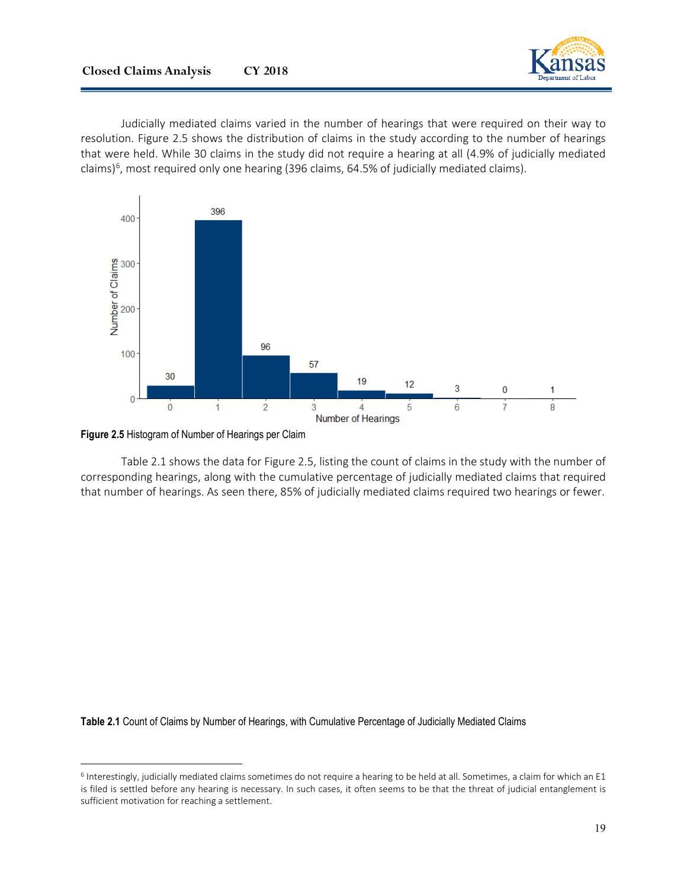Judicially mediated claims varied in the number of hearings that were required on their way to resolution. Figure 2.5 shows the distribution of claims in the study according to the number of hearings that were held. While 30 claims in the study did not require a hearing at all (4.9% of judicially mediated claims)[6], most required only one hearing (396 claims, 64.5% of judicially mediated claims).

**Figure 2.5** Histogram of Number of Hearings per Claim

Table 2.1 shows the data for Figure 2.5, listing the count of claims in the study with the number of corresponding hearings, along with the cumulative percentage of judicially mediated claims that required that number of hearings. As seen there, 85% of judicially mediated claims required two hearings or fewer.

**Table 2.1** Count of Claims by Number of Hearings, with Cumulative Percentage of Judicially Mediated Claims

[6] Interestingly, judicially mediated claims sometimes do not require a hearing to be held at all. Sometimes, a claim for which an E1 is filed is settled before any hearing is necessary. In such cases, it often seems to be that the threat of judicial entanglement is sufficient motivation for reaching a settlement.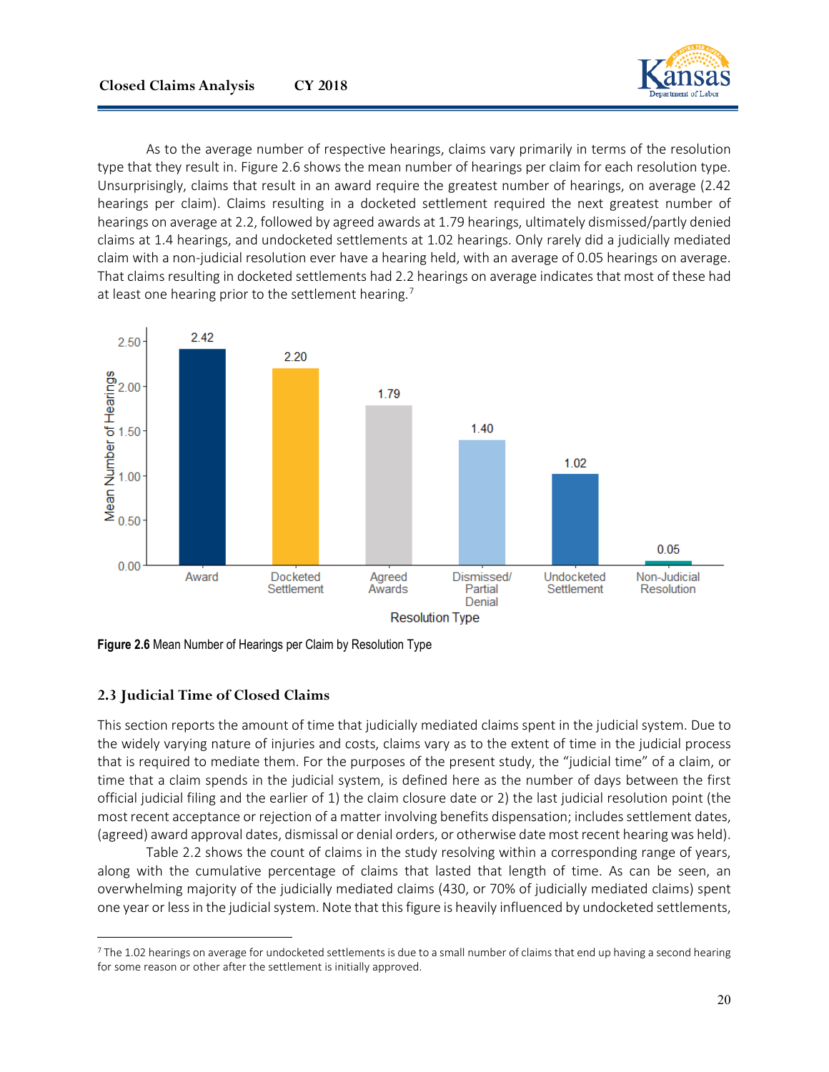As to the average number of respective hearings, claims vary primarily in terms of the resolution type that they result in. Figure 2.6 shows the mean number of hearings per claim for each resolution type. Unsurprisingly, claims that result in an award require the greatest number of hearings, on average (2.42 hearings per claim). Claims resulting in a docketed settlement required the next greatest number of hearings on average at 2.2, followed by agreed awards at 1.79 hearings, ultimately dismissed/partly denied claims at 1.4 hearings, and undocketed settlements at 1.02 hearings. Only rarely did a judicially mediated claim with a non-judicial resolution ever have a hearing held, with an average of 0.05 hearings on average. That claims resulting in docketed settlements had 2.2 hearings on average indicates that most of these had at least one hearing prior to the settlement hearing.[7]

| Resolution Type | Mean Number of Hearings |
|---|---|
| Award | 2.42 |
| Docketed Settlement | 2.20 |
| Agreed Awards | 1.79 |
| Dismissed/ Partial Denial | 1.40 |
| Undocketed Settlement | 1.02 |
| Non-Judicial Resolution | 0.05 |

**Figure 2.6** Mean Number of Hearings per Claim by Resolution Type

## 2.3 Judicial Time of Closed Claims

This section reports the amount of time that judicially mediated claims spent in the judicial system. Due to the widely varying nature of injuries and costs, claims vary as to the extent of time in the judicial process that is required to mediate them. For the purposes of the present study, the "judicial time" of a claim, or time that a claim spends in the judicial system, is defined here as the number of days between the first official judicial filing and the earlier of 1) the claim closure date or 2) the last judicial resolution point (the most recent acceptance or rejection of a matter involving benefits dispensation; includes settlement dates, (agreed) award approval dates, dismissal or denial orders, or otherwise date most recent hearing was held).

Table 2.2 shows the count of claims in the study resolving within a corresponding range of years, along with the cumulative percentage of claims that lasted that length of time. As can be seen, an overwhelming majority of the judicially mediated claims (430, or 70% of judicially mediated claims) spent one year or less in the judicial system. Note that this figure is heavily influenced by undocketed settlements,

---

[7] The 1.02 hearings on average for undocketed settlements is due to a small number of claims that end up having a second hearing for some reason or other after the settlement is initially approved.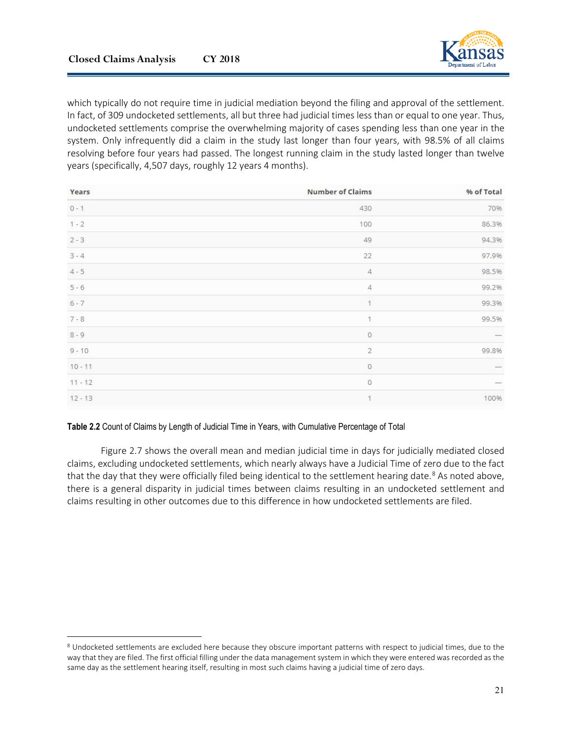which typically do not require time in judicial mediation beyond the filing and approval of the settlement. In fact, of 309 undocketed settlements, all but three had judicial times less than or equal to one year. Thus, undocketed settlements comprise the overwhelming majority of cases spending less than one year in the system. Only infrequently did a claim in the study last longer than four years, with 98.5% of all claims resolving before four years had passed. The longest running claim in the study lasted longer than twelve years (specifically, 4,507 days, roughly 12 years 4 months).

| Years | Number of Claims | % of Total |
|---|---|---|
| 0 - 1 | 430 | 70% |
| 1 - 2 | 100 | 86.3% |
| 2 - 3 | 49 | 94.3% |
| 3 - 4 | 22 | 97.9% |
| 4 - 5 | 4 | 98.5% |
| 5 - 6 | 4 | 99.2% |
| 6 - 7 | 1 | 99.3% |
| 7 - 8 | 1 | 99.5% |
| 8 - 9 | 0 | — |
| 9 - 10 | 2 | 99.8% |
| 10 - 11 | 0 | — |
| 11 - 12 | 0 | — |
| 12 - 13 | 1 | 100% |

**Table 2.2** Count of Claims by Length of Judicial Time in Years, with Cumulative Percentage of Total

Figure 2.7 shows the overall mean and median judicial time in days for judicially mediated closed claims, excluding undocketed settlements, which nearly always have a Judicial Time of zero due to the fact that the day that they were officially filed being identical to the settlement hearing date.[8] As noted above, there is a general disparity in judicial times between claims resulting in an undocketed settlement and claims resulting in other outcomes due to this difference in how undocketed settlements are filed.

[8] Undocketed settlements are excluded here because they obscure important patterns with respect to judicial times, due to the way that they are filed. The first official filling under the data management system in which they were entered was recorded as the same day as the settlement hearing itself, resulting in most such claims having a judicial time of zero days.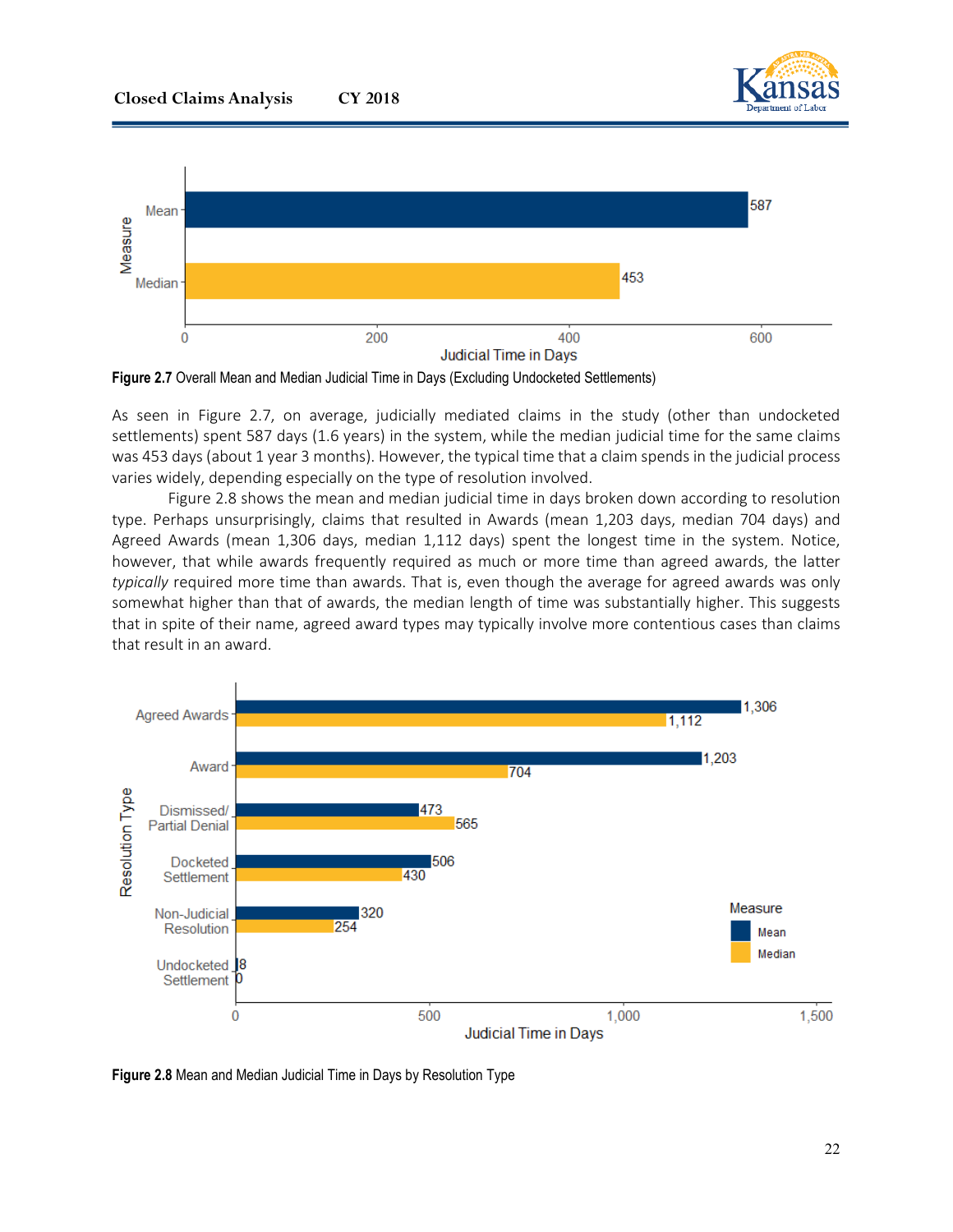Figure 2.7 Overall Mean and Median Judicial Time in Days (Excluding Undocketed Settlements)

As seen in Figure 2.7, on average, judicially mediated claims in the study (other than undocketed settlements) spent 587 days (1.6 years) in the system, while the median judicial time for the same claims was 453 days (about 1 year 3 months). However, the typical time that a claim spends in the judicial process varies widely, depending especially on the type of resolution involved.

Figure 2.8 shows the mean and median judicial time in days broken down according to resolution type. Perhaps unsurprisingly, claims that resulted in Awards (mean 1,203 days, median 704 days) and Agreed Awards (mean 1,306 days, median 1,112 days) spent the longest time in the system. Notice, however, that while awards frequently required as much or more time than agreed awards, the latter *typically* required more time than awards. That is, even though the average for agreed awards was only somewhat higher than that of awards, the median length of time was substantially higher. This suggests that in spite of their name, agreed award types may typically involve more contentious cases than claims that result in an award.

Figure 2.8 Mean and Median Judicial Time in Days by Resolution Type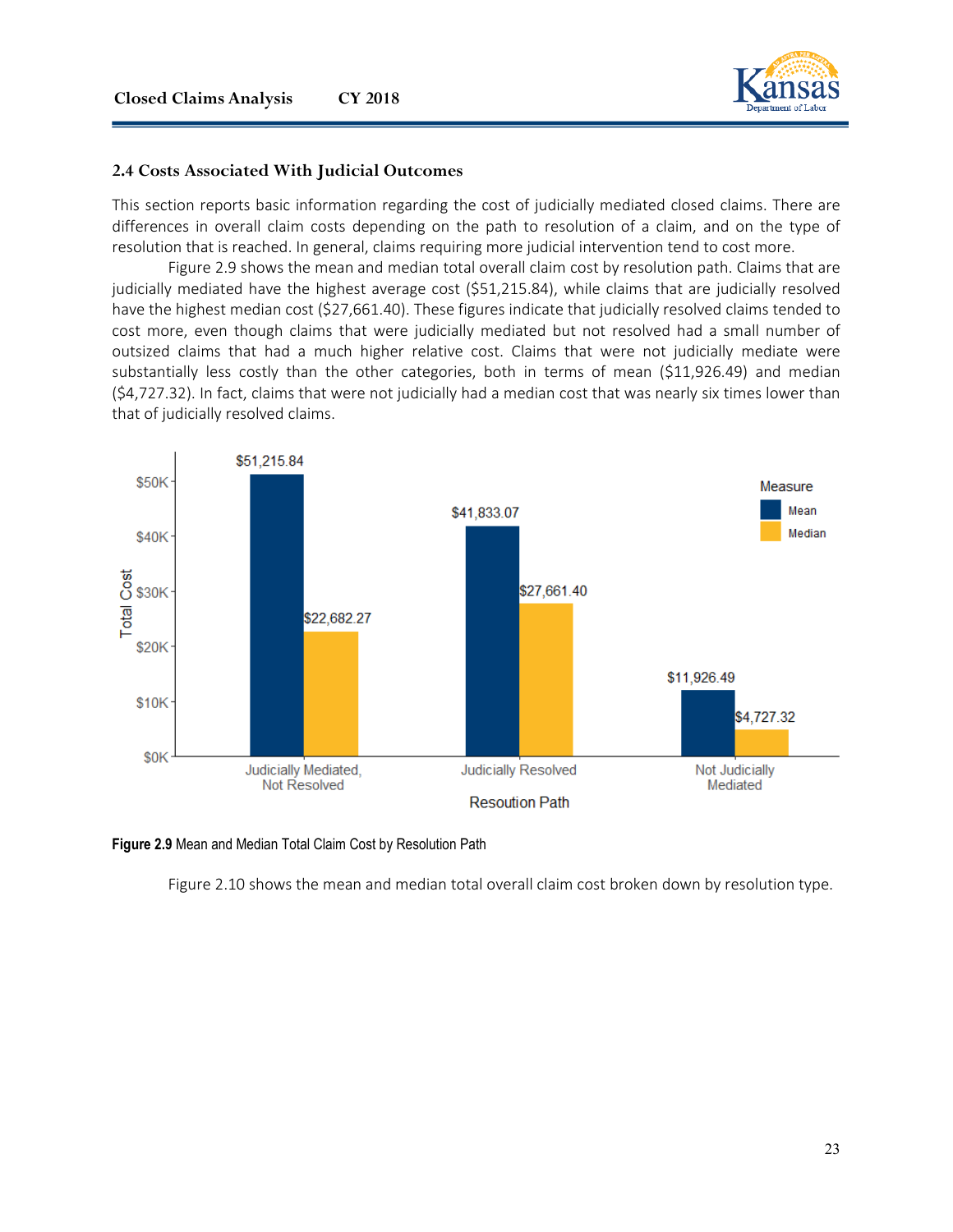### 2.4 Costs Associated With Judicial Outcomes

This section reports basic information regarding the cost of judicially mediated closed claims. There are differences in overall claim costs depending on the path to resolution of a claim, and on the type of resolution that is reached. In general, claims requiring more judicial intervention tend to cost more.

Figure 2.9 shows the mean and median total overall claim cost by resolution path. Claims that are judicially mediated have the highest average cost ($51,215.84), while claims that are judicially resolved have the highest median cost ($27,661.40). These figures indicate that judicially resolved claims tended to cost more, even though claims that were judicially mediated but not resolved had a small number of outsized claims that had a much higher relative cost. Claims that were not judicially mediate were substantially less costly than the other categories, both in terms of mean ($11,926.49) and median ($4,727.32). In fact, claims that were not judicially had a median cost that was nearly six times lower than that of judicially resolved claims.

| Resoution Path | Mean | Median |
|---|---|---|
| Judicially Mediated, Not Resolved | $51,215.84 | $22,682.27 |
| Judicially Resolved | $41,833.07 | $27,661.40 |
| Not Judicially Mediated | $11,926.49 | $4,727.32 |

**Figure 2.9** Mean and Median Total Claim Cost by Resolution Path

Figure 2.10 shows the mean and median total overall claim cost broken down by resolution type.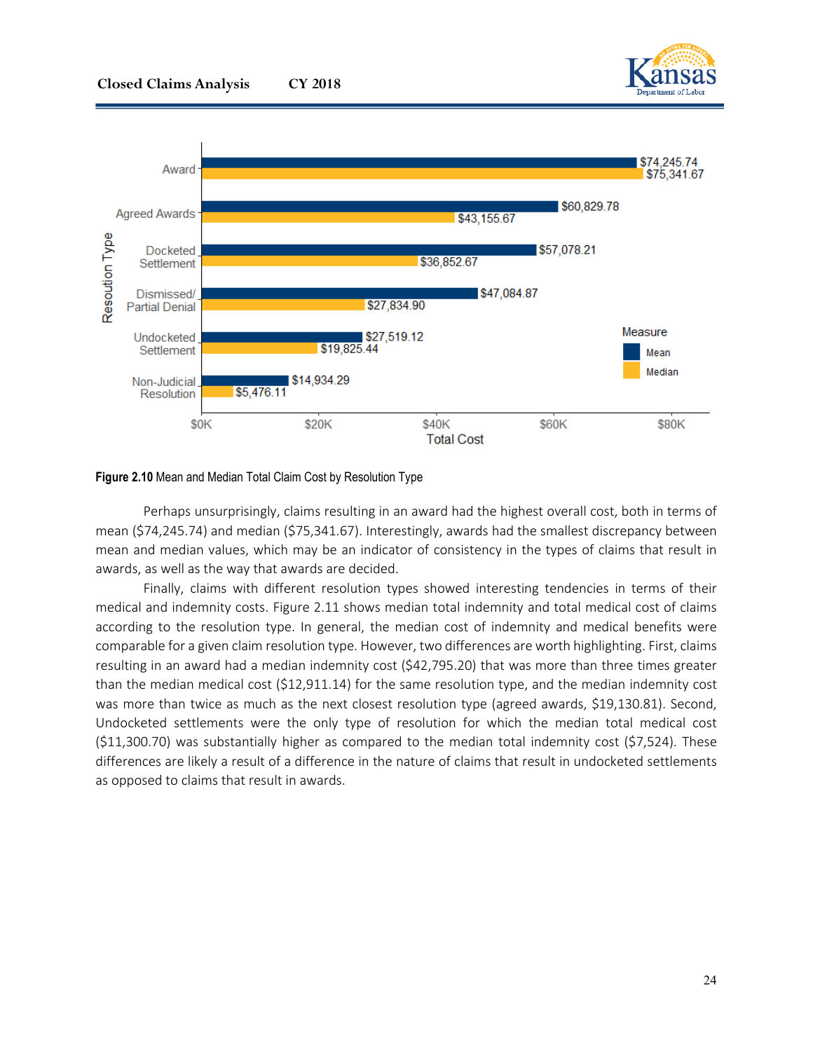Figure 2.10 Mean and Median Total Claim Cost by Resolution Type

Perhaps unsurprisingly, claims resulting in an award had the highest overall cost, both in terms of mean ($74,245.74) and median ($75,341.67). Interestingly, awards had the smallest discrepancy between mean and median values, which may be an indicator of consistency in the types of claims that result in awards, as well as the way that awards are decided.

Finally, claims with different resolution types showed interesting tendencies in terms of their medical and indemnity costs. Figure 2.11 shows median total indemnity and total medical cost of claims according to the resolution type. In general, the median cost of indemnity and medical benefits were comparable for a given claim resolution type. However, two differences are worth highlighting. First, claims resulting in an award had a median indemnity cost ($42,795.20) that was more than three times greater than the median medical cost ($12,911.14) for the same resolution type, and the median indemnity cost was more than twice as much as the next closest resolution type (agreed awards, $19,130.81). Second, Undocketed settlements were the only type of resolution for which the median total medical cost ($11,300.70) was substantially higher as compared to the median total indemnity cost ($7,524). These differences are likely a result of a difference in the nature of claims that result in undocketed settlements as opposed to claims that result in awards.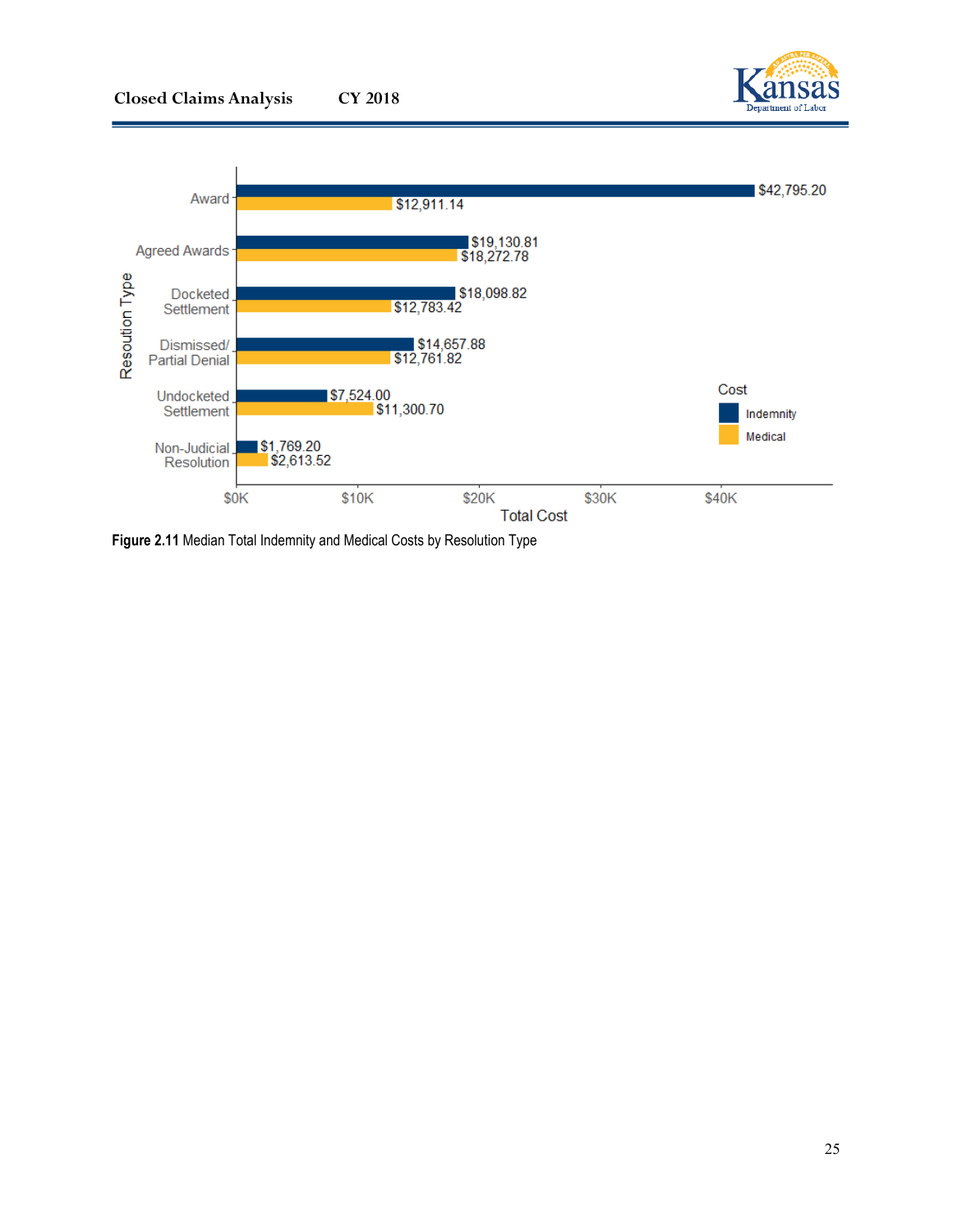| Resolution Type | Indemnity | Medical |
|---|---|---|
| Award | $42,795.20 | $12,911.14 |
| Agreed Awards | $19,130.81 | $18,272.78 |
| Docketed Settlement | $18,098.82 | $12,783.42 |
| Dismissed/ Partial Denial | $14,657.88 | $12,761.82 |
| Undocketed Settlement | $7,524.00 | $11,300.70 |
| Non-Judicial Resolution | $1,769.20 | $2,613.52 |

**Figure 2.11** Median Total Indemnity and Medical Costs by Resolution Type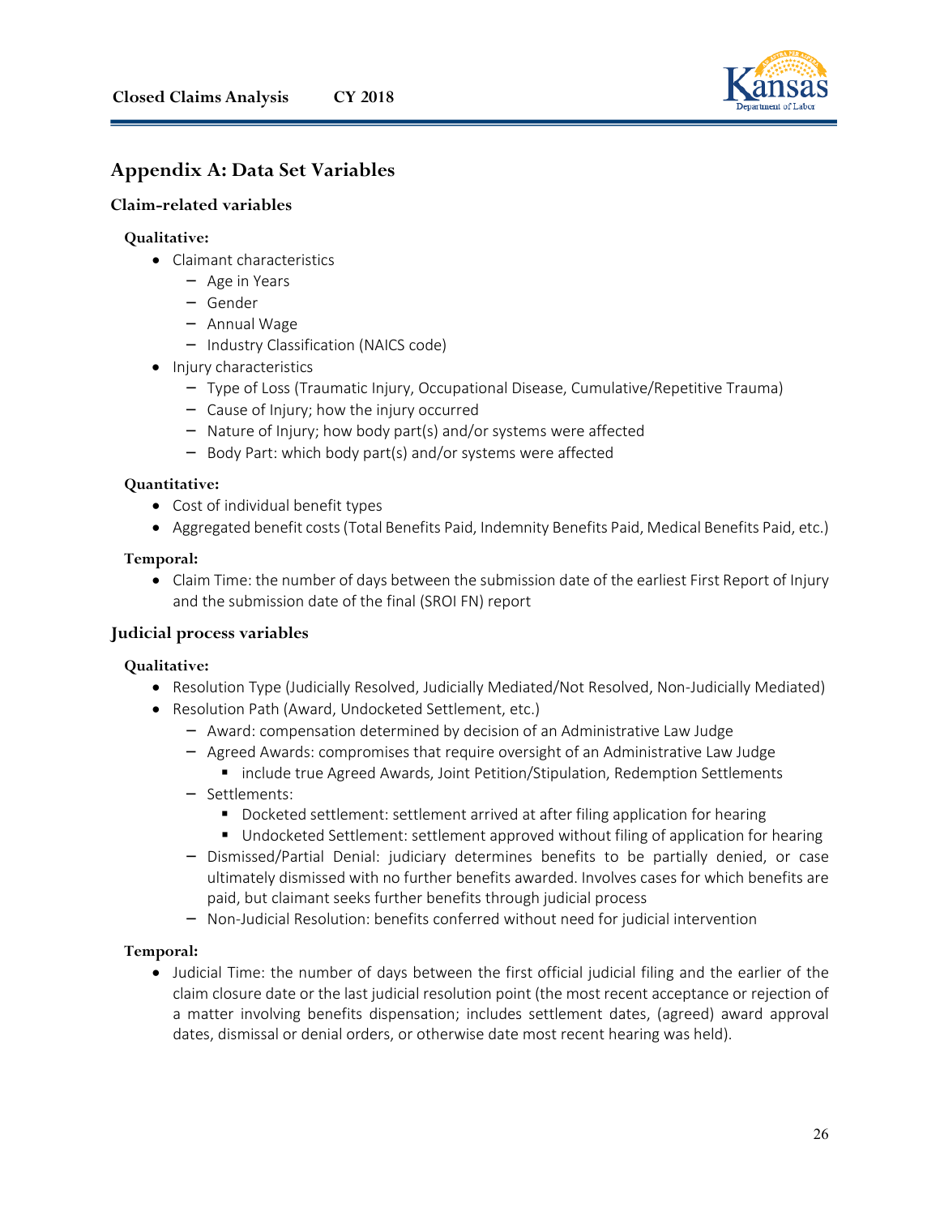## Appendix A: Data Set Variables

### Claim-related variables

**Qualitative:**

- Claimant characteristics
  - Age in Years
  - Gender
  - Annual Wage
  - Industry Classification (NAICS code)
- Injury characteristics
  - Type of Loss (Traumatic Injury, Occupational Disease, Cumulative/Repetitive Trauma)
  - Cause of Injury; how the injury occurred
  - Nature of Injury; how body part(s) and/or systems were affected
  - Body Part: which body part(s) and/or systems were affected

**Quantitative:**

- Cost of individual benefit types
- Aggregated benefit costs (Total Benefits Paid, Indemnity Benefits Paid, Medical Benefits Paid, etc.)

**Temporal:**

- Claim Time: the number of days between the submission date of the earliest First Report of Injury and the submission date of the final (SROI FN) report

### Judicial process variables

**Qualitative:**

- Resolution Type (Judicially Resolved, Judicially Mediated/Not Resolved, Non-Judicially Mediated)
- Resolution Path (Award, Undocketed Settlement, etc.)
  - Award: compensation determined by decision of an Administrative Law Judge
  - Agreed Awards: compromises that require oversight of an Administrative Law Judge
    - include true Agreed Awards, Joint Petition/Stipulation, Redemption Settlements
  - Settlements:
    - Docketed settlement: settlement arrived at after filing application for hearing
    - Undocketed Settlement: settlement approved without filing of application for hearing
  - Dismissed/Partial Denial: judiciary determines benefits to be partially denied, or case ultimately dismissed with no further benefits awarded. Involves cases for which benefits are paid, but claimant seeks further benefits through judicial process
  - Non-Judicial Resolution: benefits conferred without need for judicial intervention

**Temporal:**

- Judicial Time: the number of days between the first official judicial filing and the earlier of the claim closure date or the last judicial resolution point (the most recent acceptance or rejection of a matter involving benefits dispensation; includes settlement dates, (agreed) award approval dates, dismissal or denial orders, or otherwise date most recent hearing was held).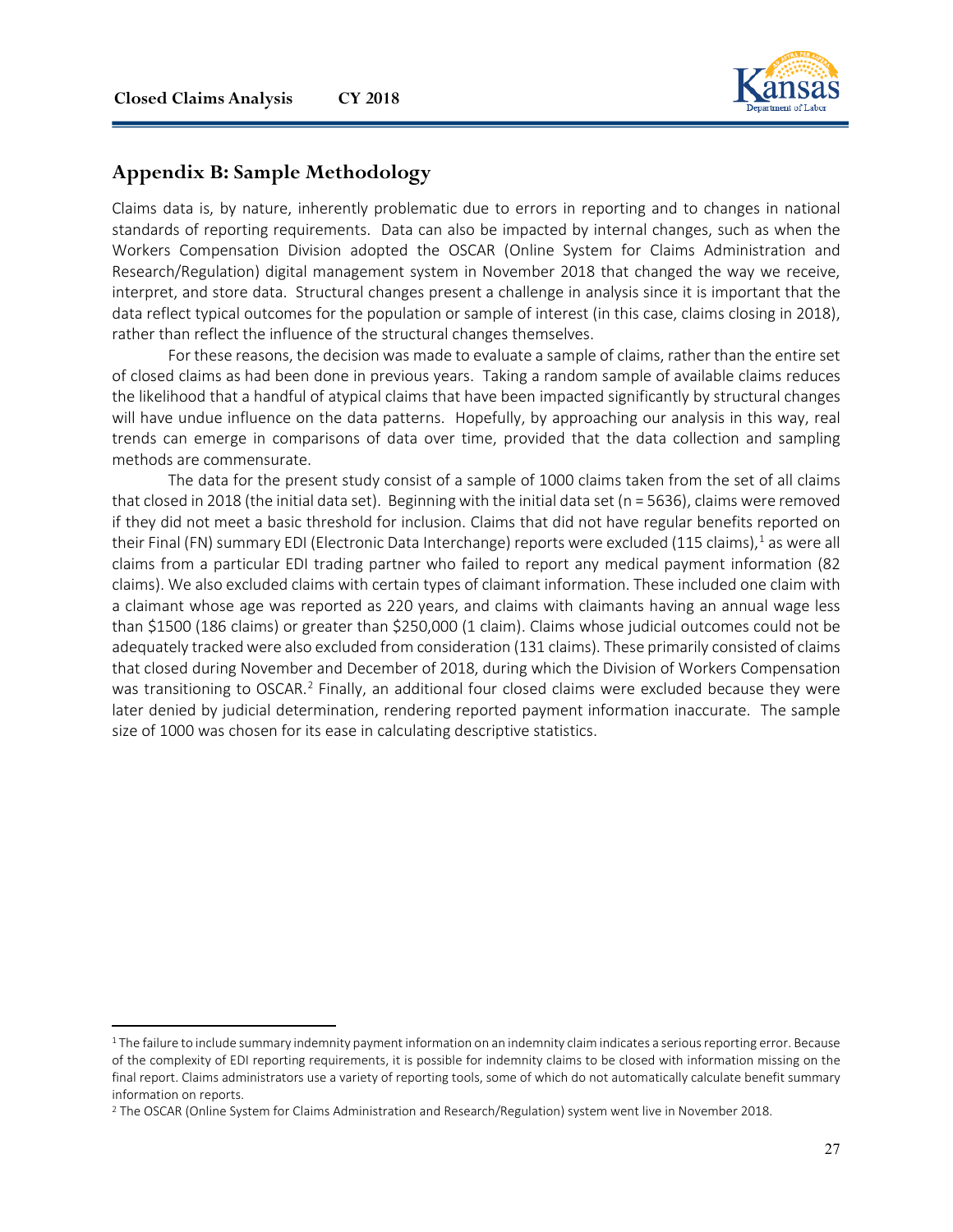## Appendix B: Sample Methodology

Claims data is, by nature, inherently problematic due to errors in reporting and to changes in national standards of reporting requirements. Data can also be impacted by internal changes, such as when the Workers Compensation Division adopted the OSCAR (Online System for Claims Administration and Research/Regulation) digital management system in November 2018 that changed the way we receive, interpret, and store data. Structural changes present a challenge in analysis since it is important that the data reflect typical outcomes for the population or sample of interest (in this case, claims closing in 2018), rather than reflect the influence of the structural changes themselves.

For these reasons, the decision was made to evaluate a sample of claims, rather than the entire set of closed claims as had been done in previous years. Taking a random sample of available claims reduces the likelihood that a handful of atypical claims that have been impacted significantly by structural changes will have undue influence on the data patterns. Hopefully, by approaching our analysis in this way, real trends can emerge in comparisons of data over time, provided that the data collection and sampling methods are commensurate.

The data for the present study consist of a sample of 1000 claims taken from the set of all claims that closed in 2018 (the initial data set). Beginning with the initial data set (n = 5636), claims were removed if they did not meet a basic threshold for inclusion. Claims that did not have regular benefits reported on their Final (FN) summary EDI (Electronic Data Interchange) reports were excluded (115 claims),[1] as were all claims from a particular EDI trading partner who failed to report any medical payment information (82 claims). We also excluded claims with certain types of claimant information. These included one claim with a claimant whose age was reported as 220 years, and claims with claimants having an annual wage less than $1500 (186 claims) or greater than $250,000 (1 claim). Claims whose judicial outcomes could not be adequately tracked were also excluded from consideration (131 claims). These primarily consisted of claims that closed during November and December of 2018, during which the Division of Workers Compensation was transitioning to OSCAR.[2] Finally, an additional four closed claims were excluded because they were later denied by judicial determination, rendering reported payment information inaccurate. The sample size of 1000 was chosen for its ease in calculating descriptive statistics.

---

[1] The failure to include summary indemnity payment information on an indemnity claim indicates a serious reporting error. Because of the complexity of EDI reporting requirements, it is possible for indemnity claims to be closed with information missing on the final report. Claims administrators use a variety of reporting tools, some of which do not automatically calculate benefit summary information on reports.

[2] The OSCAR (Online System for Claims Administration and Research/Regulation) system went live in November 2018.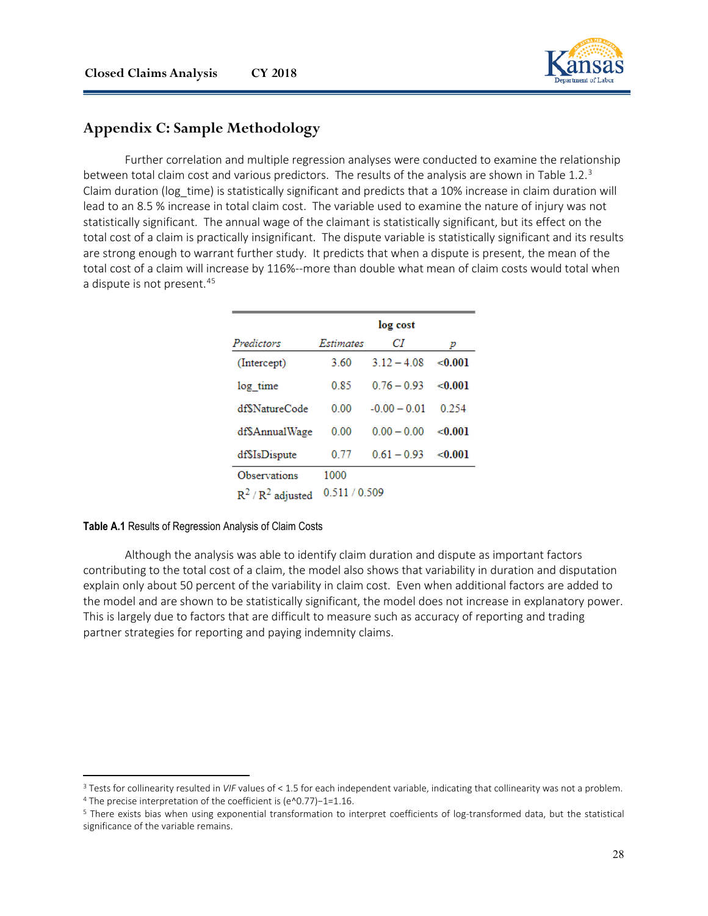## Appendix C: Sample Methodology

Further correlation and multiple regression analyses were conducted to examine the relationship between total claim cost and various predictors. The results of the analysis are shown in Table 1.2.[3] Claim duration (log_time) is statistically significant and predicts that a 10% increase in claim duration will lead to an 8.5 % increase in total claim cost. The variable used to examine the nature of injury was not statistically significant. The annual wage of the claimant is statistically significant, but its effect on the total cost of a claim is practically insignificant. The dispute variable is statistically significant and its results are strong enough to warrant further study. It predicts that when a dispute is present, the mean of the total cost of a claim will increase by 116%--more than double what mean of claim costs would total when a dispute is not present.[4][5]

| | log cost | | |
|---|---|---|---|
| *Predictors* | *Estimates* | *CI* | *p* |
| (Intercept) | 3.60 | 3.12 – 4.08 | **<0.001** |
| log_time | 0.85 | 0.76 – 0.93 | **<0.001** |
| df$NatureCode | 0.00 | -0.00 – 0.01 | 0.254 |
| df$AnnualWage | 0.00 | 0.00 – 0.00 | **<0.001** |
| df$IsDispute | 0.77 | 0.61 – 0.93 | **<0.001** |
| Observations | 1000 | | |
| $R^2$ / $R^2$ adjusted | 0.511 / 0.509 | | |

**Table A.1** Results of Regression Analysis of Claim Costs

Although the analysis was able to identify claim duration and dispute as important factors contributing to the total cost of a claim, the model also shows that variability in duration and disputation explain only about 50 percent of the variability in claim cost. Even when additional factors are added to the model and are shown to be statistically significant, the model does not increase in explanatory power. This is largely due to factors that are difficult to measure such as accuracy of reporting and trading partner strategies for reporting and paying indemnity claims.

---

[3] Tests for collinearity resulted in *VIF* values of < 1.5 for each independent variable, indicating that collinearity was not a problem.

[4] The precise interpretation of the coefficient is $(e^{0.77})-1=1.16$.

[5] There exists bias when using exponential transformation to interpret coefficients of log-transformed data, but the statistical significance of the variable remains.